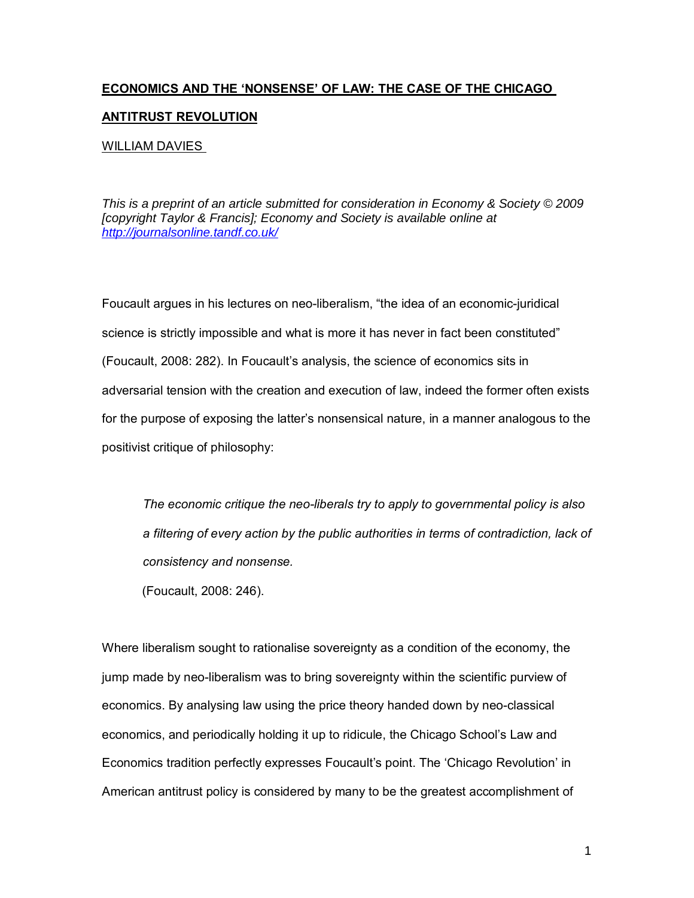# ECONOMICS AND THE 'NONSENSE' OF LAW: THE CASE OF THE CHICAGO ANTITRUST REVOLUTION

WILLIAM DAVIES

*This is a preprint of an article submitted for consideration in Economy & Society © 2009 [copyright Taylor & Francis]; Economy and Society is available online at http://journalsonline.tandf.co.uk/*

Foucault argues in his lectures on neo-liberalism, "the idea of an economic-juridical science is strictly impossible and what is more it has never in fact been constituted" (Foucault, 2008: 282). In Foucault's analysis, the science of economics sits in adversarial tension with the creation and execution of law, indeed the former often exists for the purpose of exposing the latter's nonsensical nature, in a manner analogous to the positivist critique of philosophy:

> *The economic critique the neo-liberals try to apply to governmental policy is also a filtering of every action by the public authorities in terms of contradiction, lack of consistency and nonsense.*
>
> (Foucault, 2008: 246).

Where liberalism sought to rationalise sovereignty as a condition of the economy, the jump made by neo-liberalism was to bring sovereignty within the scientific purview of economics. By analysing law using the price theory handed down by neo-classical economics, and periodically holding it up to ridicule, the Chicago School's Law and Economics tradition perfectly expresses Foucault's point. The 'Chicago Revolution' in American antitrust policy is considered by many to be the greatest accomplishment of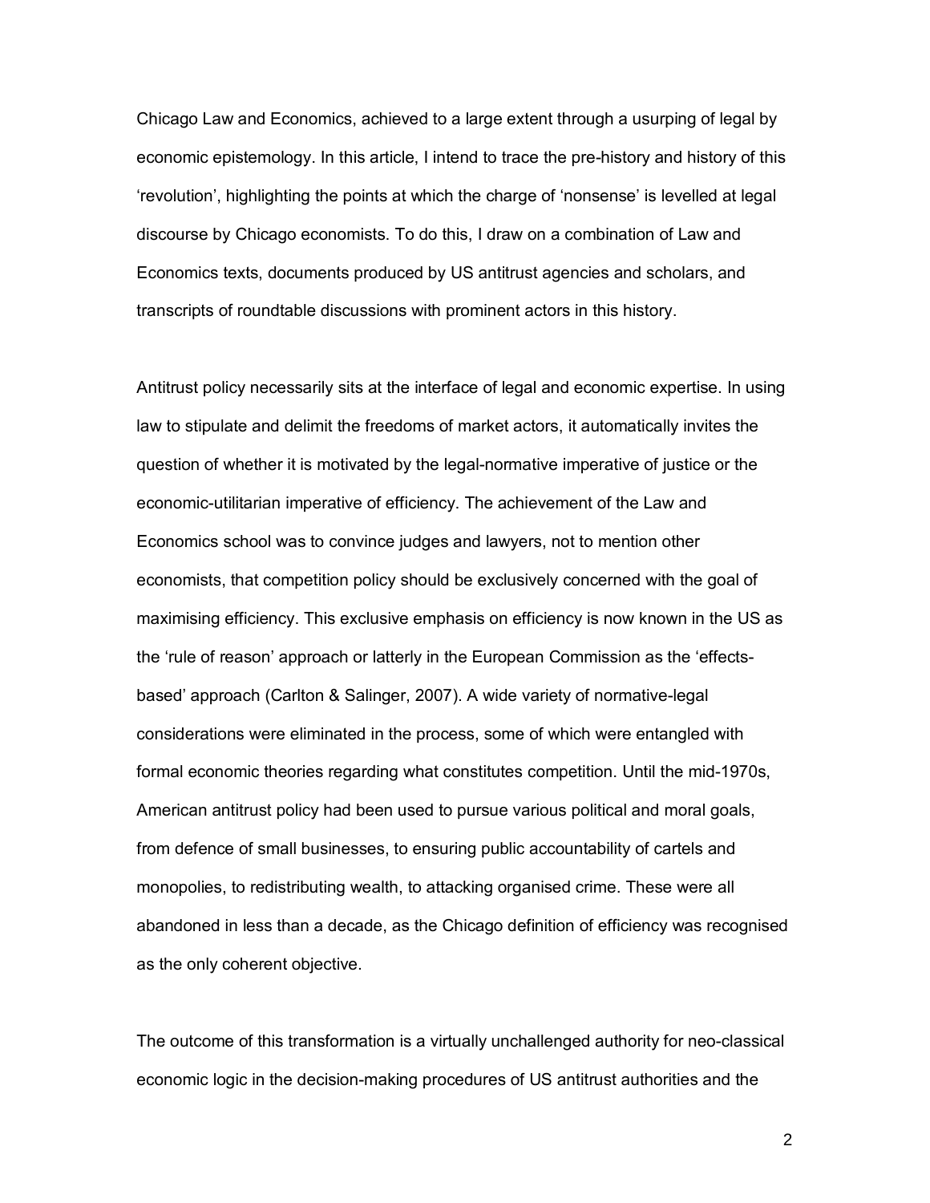Chicago Law and Economics, achieved to a large extent through a usurping of legal by economic epistemology. In this article, I intend to trace the pre-history and history of this 'revolution', highlighting the points at which the charge of 'nonsense' is levelled at legal discourse by Chicago economists. To do this, I draw on a combination of Law and Economics texts, documents produced by US antitrust agencies and scholars, and transcripts of roundtable discussions with prominent actors in this history.

Antitrust policy necessarily sits at the interface of legal and economic expertise. In using law to stipulate and delimit the freedoms of market actors, it automatically invites the question of whether it is motivated by the legal-normative imperative of justice or the economic-utilitarian imperative of efficiency. The achievement of the Law and Economics school was to convince judges and lawyers, not to mention other economists, that competition policy should be exclusively concerned with the goal of maximising efficiency. This exclusive emphasis on efficiency is now known in the US as the 'rule of reason' approach or latterly in the European Commission as the 'effects-based' approach (Carlton & Salinger, 2007). A wide variety of normative-legal considerations were eliminated in the process, some of which were entangled with formal economic theories regarding what constitutes competition. Until the mid-1970s, American antitrust policy had been used to pursue various political and moral goals, from defence of small businesses, to ensuring public accountability of cartels and monopolies, to redistributing wealth, to attacking organised crime. These were all abandoned in less than a decade, as the Chicago definition of efficiency was recognised as the only coherent objective.

The outcome of this transformation is a virtually unchallenged authority for neo-classical economic logic in the decision-making procedures of US antitrust authorities and the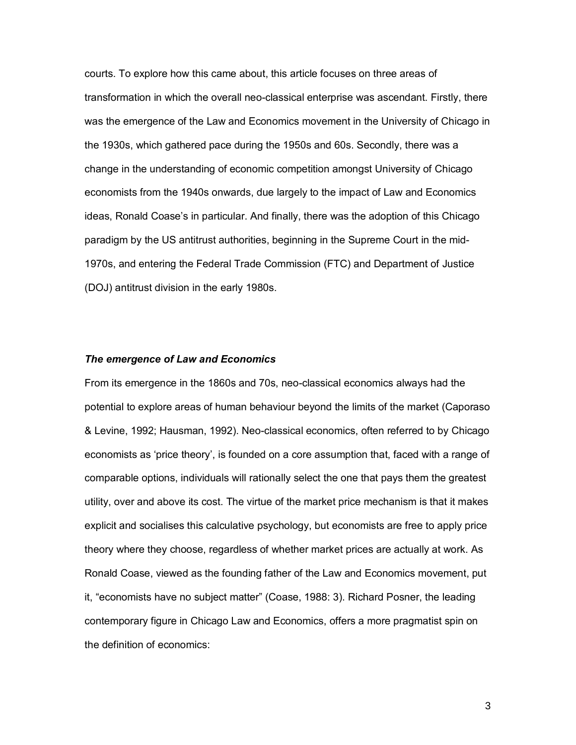courts. To explore how this came about, this article focuses on three areas of transformation in which the overall neo-classical enterprise was ascendant. Firstly, there was the emergence of the Law and Economics movement in the University of Chicago in the 1930s, which gathered pace during the 1950s and 60s. Secondly, there was a change in the understanding of economic competition amongst University of Chicago economists from the 1940s onwards, due largely to the impact of Law and Economics ideas, Ronald Coase's in particular. And finally, there was the adoption of this Chicago paradigm by the US antitrust authorities, beginning in the Supreme Court in the mid-1970s, and entering the Federal Trade Commission (FTC) and Department of Justice (DOJ) antitrust division in the early 1980s.

### ***The emergence of Law and Economics***

From its emergence in the 1860s and 70s, neo-classical economics always had the potential to explore areas of human behaviour beyond the limits of the market (Caporaso & Levine, 1992; Hausman, 1992). Neo-classical economics, often referred to by Chicago economists as 'price theory', is founded on a core assumption that, faced with a range of comparable options, individuals will rationally select the one that pays them the greatest utility, over and above its cost. The virtue of the market price mechanism is that it makes explicit and socialises this calculative psychology, but economists are free to apply price theory where they choose, regardless of whether market prices are actually at work. As Ronald Coase, viewed as the founding father of the Law and Economics movement, put it, "economists have no subject matter" (Coase, 1988: 3). Richard Posner, the leading contemporary figure in Chicago Law and Economics, offers a more pragmatist spin on the definition of economics: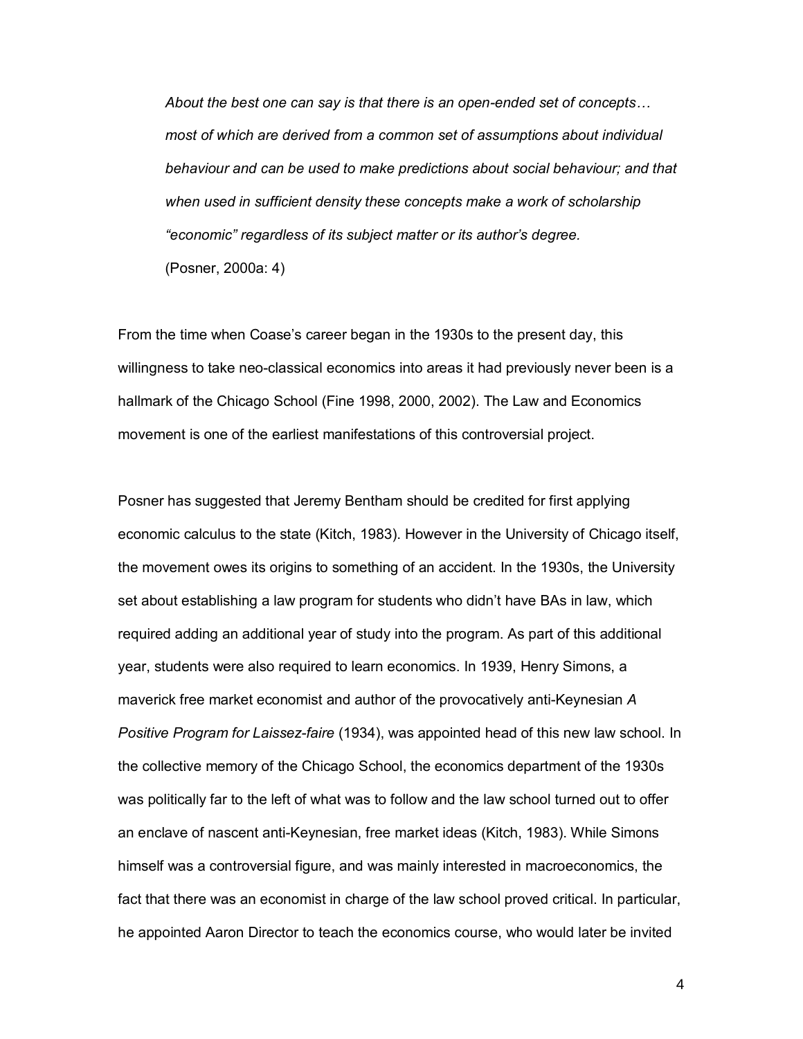> *About the best one can say is that there is an open-ended set of concepts… most of which are derived from a common set of assumptions about individual behaviour and can be used to make predictions about social behaviour; and that when used in sufficient density these concepts make a work of scholarship "economic" regardless of its subject matter or its author's degree.*
> (Posner, 2000a: 4)

From the time when Coase's career began in the 1930s to the present day, this willingness to take neo-classical economics into areas it had previously never been is a hallmark of the Chicago School (Fine 1998, 2000, 2002). The Law and Economics movement is one of the earliest manifestations of this controversial project.

Posner has suggested that Jeremy Bentham should be credited for first applying economic calculus to the state (Kitch, 1983). However in the University of Chicago itself, the movement owes its origins to something of an accident. In the 1930s, the University set about establishing a law program for students who didn't have BAs in law, which required adding an additional year of study into the program. As part of this additional year, students were also required to learn economics. In 1939, Henry Simons, a maverick free market economist and author of the provocatively anti-Keynesian *A Positive Program for Laissez-faire* (1934), was appointed head of this new law school. In the collective memory of the Chicago School, the economics department of the 1930s was politically far to the left of what was to follow and the law school turned out to offer an enclave of nascent anti-Keynesian, free market ideas (Kitch, 1983). While Simons himself was a controversial figure, and was mainly interested in macroeconomics, the fact that there was an economist in charge of the law school proved critical. In particular, he appointed Aaron Director to teach the economics course, who would later be invited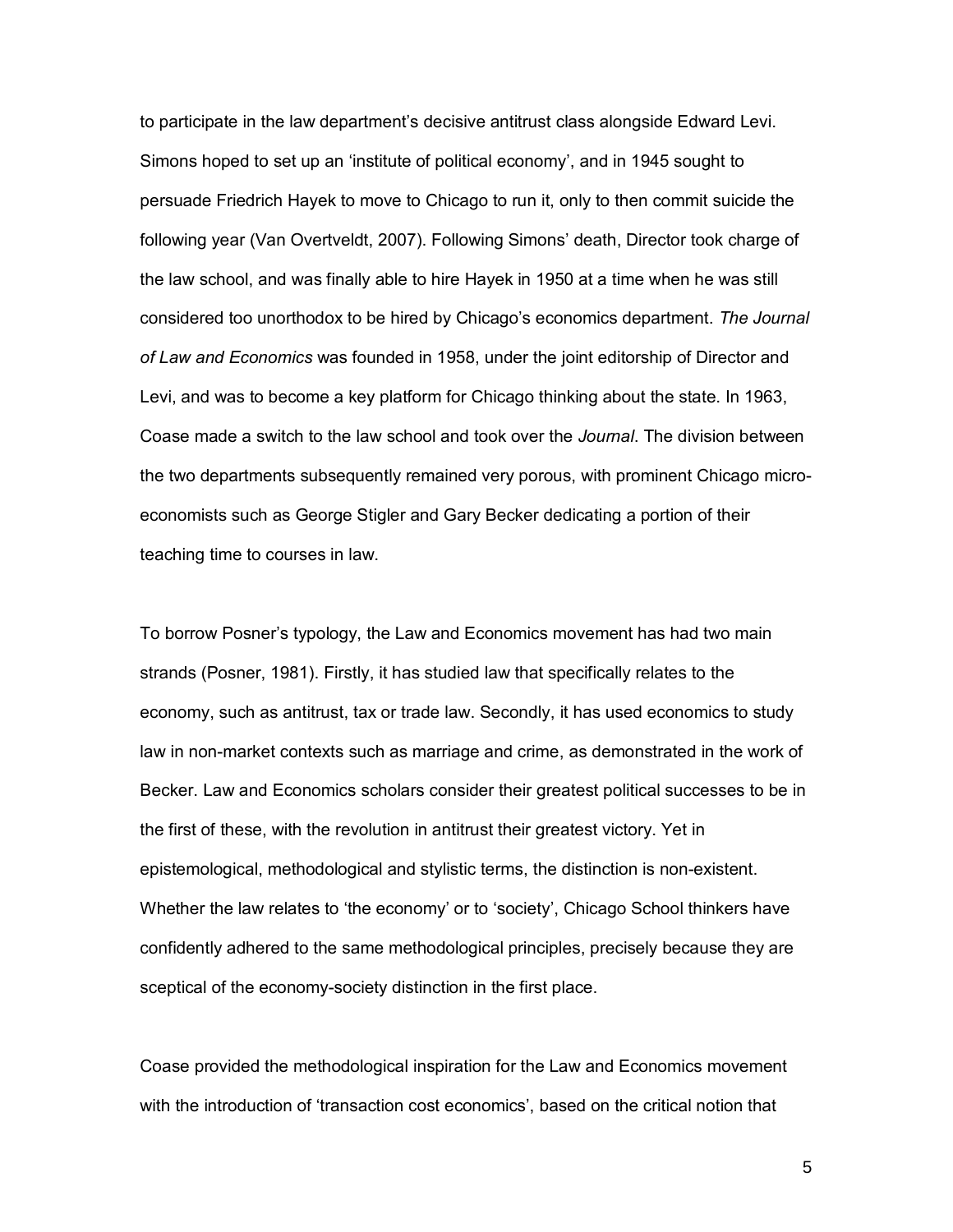to participate in the law department's decisive antitrust class alongside Edward Levi. Simons hoped to set up an 'institute of political economy', and in 1945 sought to persuade Friedrich Hayek to move to Chicago to run it, only to then commit suicide the following year (Van Overtveldt, 2007). Following Simons' death, Director took charge of the law school, and was finally able to hire Hayek in 1950 at a time when he was still considered too unorthodox to be hired by Chicago's economics department. *The Journal of Law and Economics* was founded in 1958, under the joint editorship of Director and Levi, and was to become a key platform for Chicago thinking about the state. In 1963, Coase made a switch to the law school and took over the *Journal*. The division between the two departments subsequently remained very porous, with prominent Chicago micro-economists such as George Stigler and Gary Becker dedicating a portion of their teaching time to courses in law.

To borrow Posner's typology, the Law and Economics movement has had two main strands (Posner, 1981). Firstly, it has studied law that specifically relates to the economy, such as antitrust, tax or trade law. Secondly, it has used economics to study law in non-market contexts such as marriage and crime, as demonstrated in the work of Becker. Law and Economics scholars consider their greatest political successes to be in the first of these, with the revolution in antitrust their greatest victory. Yet in epistemological, methodological and stylistic terms, the distinction is non-existent. Whether the law relates to 'the economy' or to 'society', Chicago School thinkers have confidently adhered to the same methodological principles, precisely because they are sceptical of the economy-society distinction in the first place.

Coase provided the methodological inspiration for the Law and Economics movement with the introduction of 'transaction cost economics', based on the critical notion that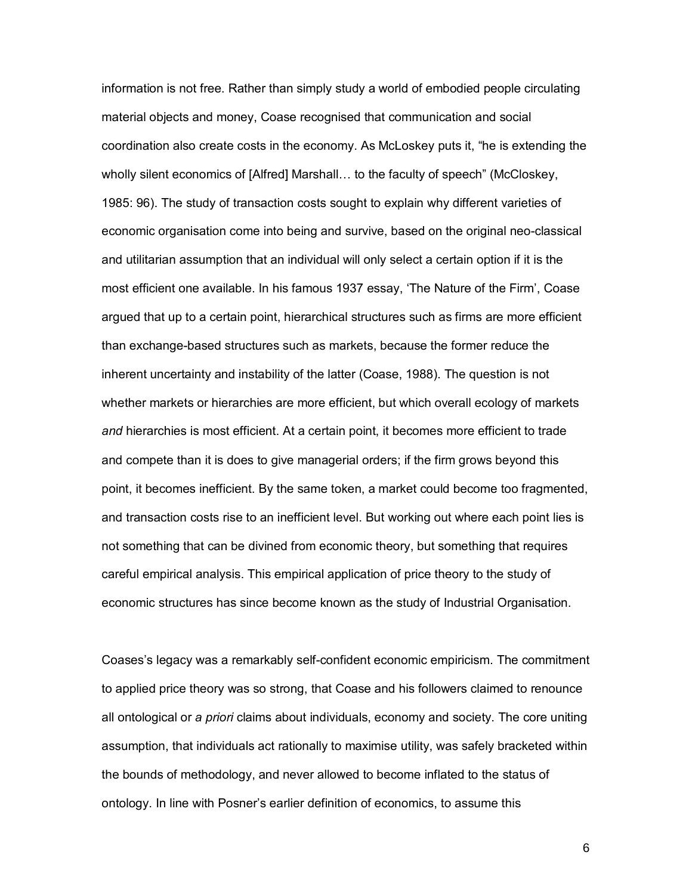information is not free. Rather than simply study a world of embodied people circulating material objects and money, Coase recognised that communication and social coordination also create costs in the economy. As McLoskey puts it, "he is extending the wholly silent economics of [Alfred] Marshall… to the faculty of speech" (McCloskey, 1985: 96). The study of transaction costs sought to explain why different varieties of economic organisation come into being and survive, based on the original neo-classical and utilitarian assumption that an individual will only select a certain option if it is the most efficient one available. In his famous 1937 essay, 'The Nature of the Firm', Coase argued that up to a certain point, hierarchical structures such as firms are more efficient than exchange-based structures such as markets, because the former reduce the inherent uncertainty and instability of the latter (Coase, 1988). The question is not whether markets or hierarchies are more efficient, but which overall ecology of markets *and* hierarchies is most efficient. At a certain point, it becomes more efficient to trade and compete than it is does to give managerial orders; if the firm grows beyond this point, it becomes inefficient. By the same token, a market could become too fragmented, and transaction costs rise to an inefficient level. But working out where each point lies is not something that can be divined from economic theory, but something that requires careful empirical analysis. This empirical application of price theory to the study of economic structures has since become known as the study of Industrial Organisation.

Coases's legacy was a remarkably self-confident economic empiricism. The commitment to applied price theory was so strong, that Coase and his followers claimed to renounce all ontological or *a priori* claims about individuals, economy and society. The core uniting assumption, that individuals act rationally to maximise utility, was safely bracketed within the bounds of methodology, and never allowed to become inflated to the status of ontology. In line with Posner's earlier definition of economics, to assume this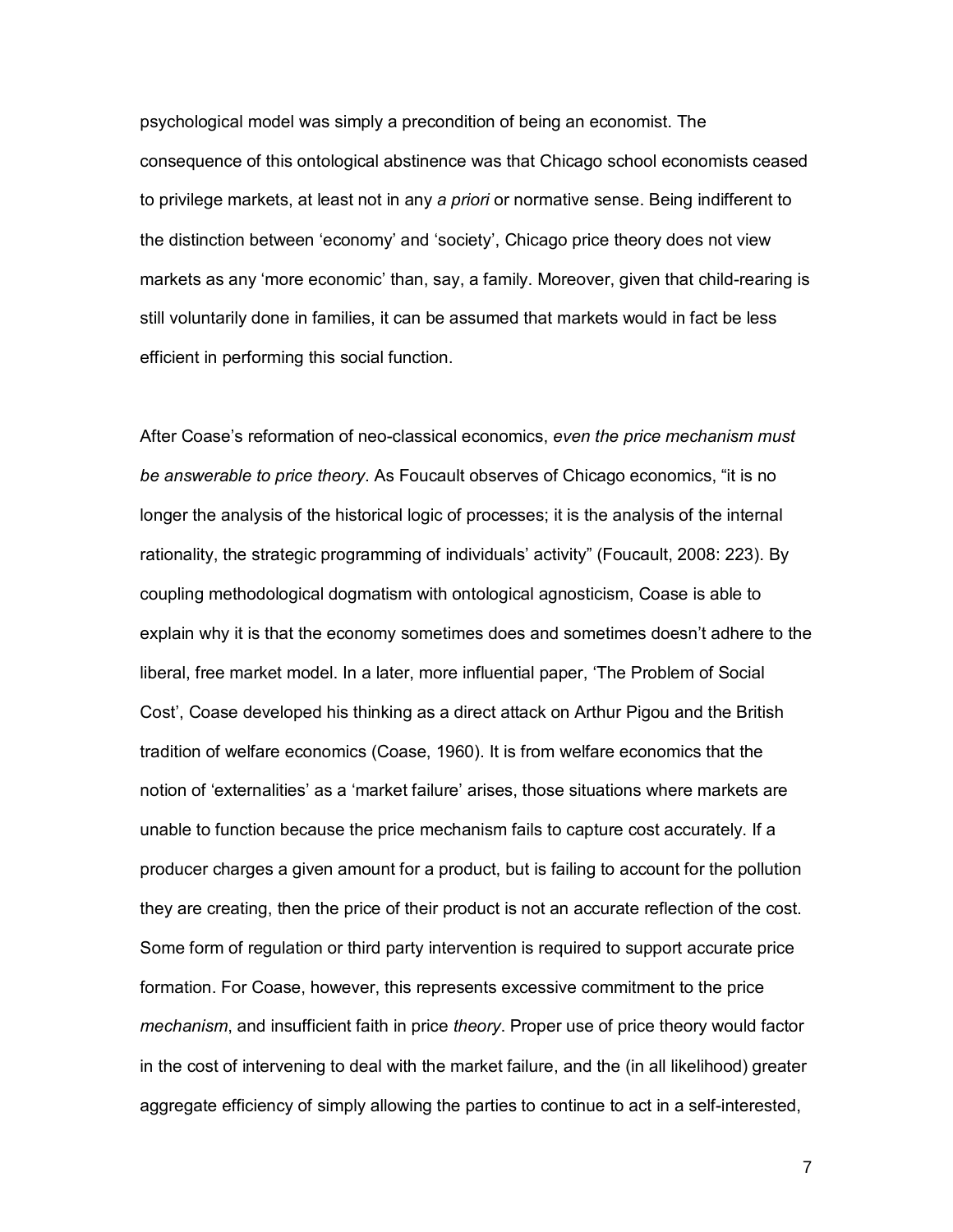psychological model was simply a precondition of being an economist. The consequence of this ontological abstinence was that Chicago school economists ceased to privilege markets, at least not in any *a priori* or normative sense. Being indifferent to the distinction between 'economy' and 'society', Chicago price theory does not view markets as any 'more economic' than, say, a family. Moreover, given that child-rearing is still voluntarily done in families, it can be assumed that markets would in fact be less efficient in performing this social function.

After Coase's reformation of neo-classical economics, *even the price mechanism must be answerable to price theory*. As Foucault observes of Chicago economics, "it is no longer the analysis of the historical logic of processes; it is the analysis of the internal rationality, the strategic programming of individuals' activity" (Foucault, 2008: 223). By coupling methodological dogmatism with ontological agnosticism, Coase is able to explain why it is that the economy sometimes does and sometimes doesn't adhere to the liberal, free market model. In a later, more influential paper, 'The Problem of Social Cost', Coase developed his thinking as a direct attack on Arthur Pigou and the British tradition of welfare economics (Coase, 1960). It is from welfare economics that the notion of 'externalities' as a 'market failure' arises, those situations where markets are unable to function because the price mechanism fails to capture cost accurately. If a producer charges a given amount for a product, but is failing to account for the pollution they are creating, then the price of their product is not an accurate reflection of the cost. Some form of regulation or third party intervention is required to support accurate price formation. For Coase, however, this represents excessive commitment to the price *mechanism*, and insufficient faith in price *theory*. Proper use of price theory would factor in the cost of intervening to deal with the market failure, and the (in all likelihood) greater aggregate efficiency of simply allowing the parties to continue to act in a self-interested,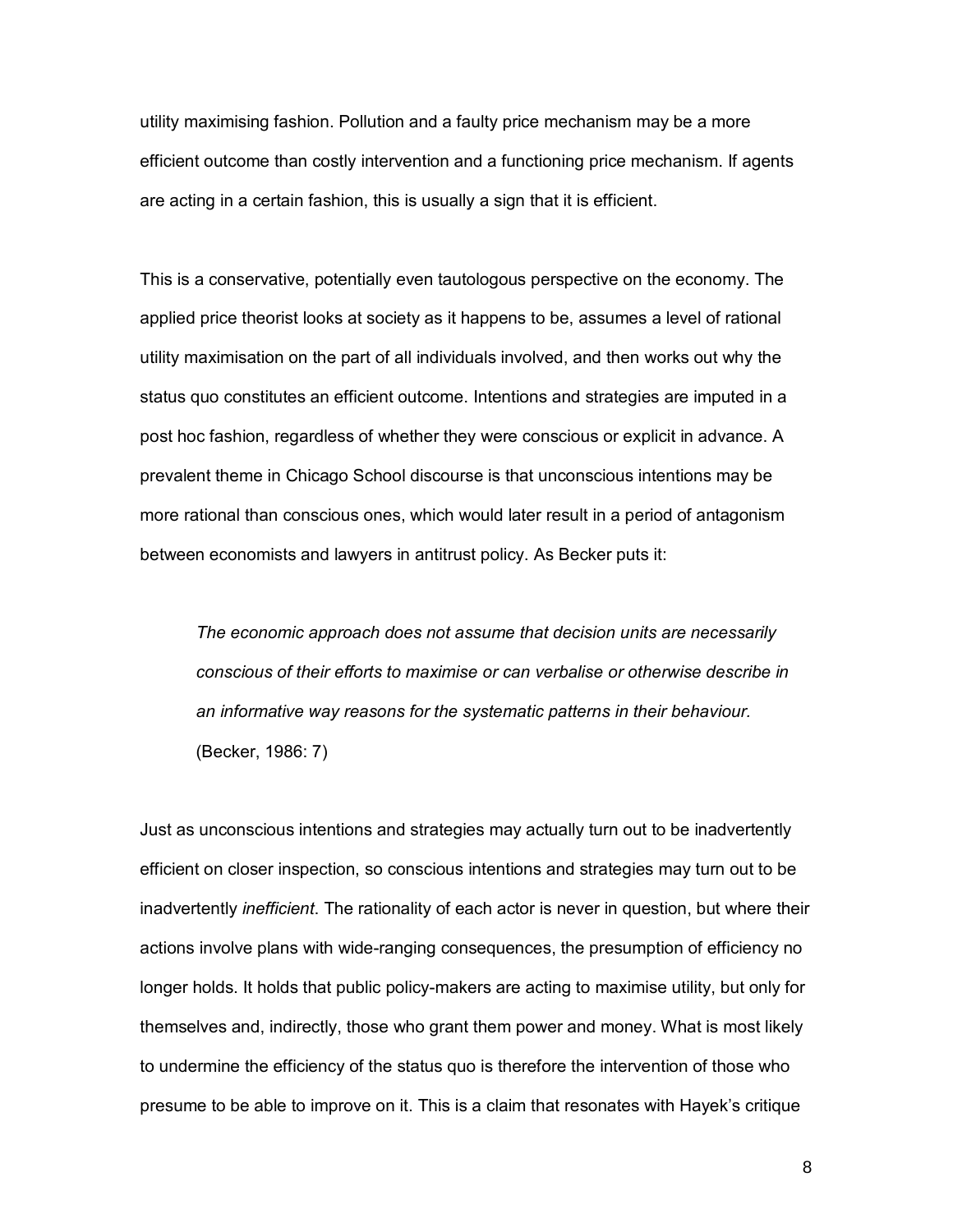utility maximising fashion. Pollution and a faulty price mechanism may be a more efficient outcome than costly intervention and a functioning price mechanism. If agents are acting in a certain fashion, this is usually a sign that it is efficient.

This is a conservative, potentially even tautologous perspective on the economy. The applied price theorist looks at society as it happens to be, assumes a level of rational utility maximisation on the part of all individuals involved, and then works out why the status quo constitutes an efficient outcome. Intentions and strategies are imputed in a post hoc fashion, regardless of whether they were conscious or explicit in advance. A prevalent theme in Chicago School discourse is that unconscious intentions may be more rational than conscious ones, which would later result in a period of antagonism between economists and lawyers in antitrust policy. As Becker puts it:

> *The economic approach does not assume that decision units are necessarily conscious of their efforts to maximise or can verbalise or otherwise describe in an informative way reasons for the systematic patterns in their behaviour.* (Becker, 1986: 7)

Just as unconscious intentions and strategies may actually turn out to be inadvertently efficient on closer inspection, so conscious intentions and strategies may turn out to be inadvertently *inefficient*. The rationality of each actor is never in question, but where their actions involve plans with wide-ranging consequences, the presumption of efficiency no longer holds. It holds that public policy-makers are acting to maximise utility, but only for themselves and, indirectly, those who grant them power and money. What is most likely to undermine the efficiency of the status quo is therefore the intervention of those who presume to be able to improve on it. This is a claim that resonates with Hayek's critique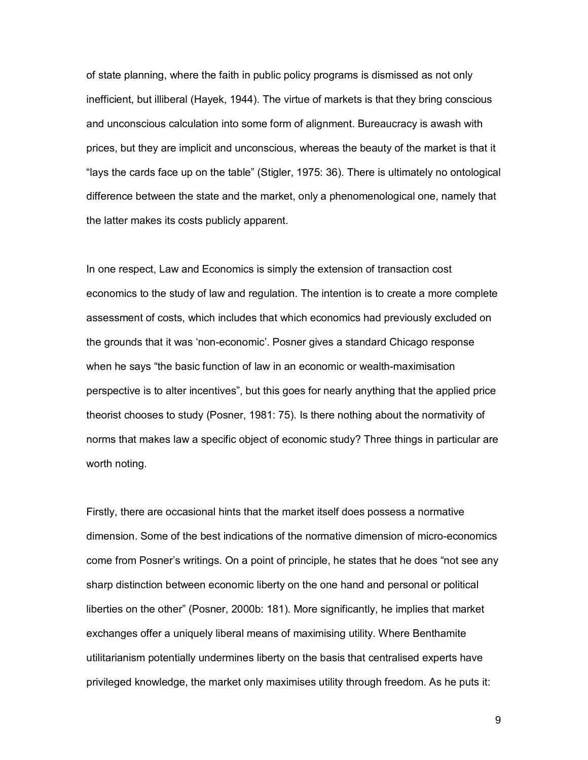of state planning, where the faith in public policy programs is dismissed as not only inefficient, but illiberal (Hayek, 1944). The virtue of markets is that they bring conscious and unconscious calculation into some form of alignment. Bureaucracy is awash with prices, but they are implicit and unconscious, whereas the beauty of the market is that it "lays the cards face up on the table" (Stigler, 1975: 36). There is ultimately no ontological difference between the state and the market, only a phenomenological one, namely that the latter makes its costs publicly apparent.

In one respect, Law and Economics is simply the extension of transaction cost economics to the study of law and regulation. The intention is to create a more complete assessment of costs, which includes that which economics had previously excluded on the grounds that it was 'non-economic'. Posner gives a standard Chicago response when he says "the basic function of law in an economic or wealth-maximisation perspective is to alter incentives", but this goes for nearly anything that the applied price theorist chooses to study (Posner, 1981: 75). Is there nothing about the normativity of norms that makes law a specific object of economic study? Three things in particular are worth noting.

Firstly, there are occasional hints that the market itself does possess a normative dimension. Some of the best indications of the normative dimension of micro-economics come from Posner's writings. On a point of principle, he states that he does "not see any sharp distinction between economic liberty on the one hand and personal or political liberties on the other" (Posner, 2000b: 181). More significantly, he implies that market exchanges offer a uniquely liberal means of maximising utility. Where Benthamite utilitarianism potentially undermines liberty on the basis that centralised experts have privileged knowledge, the market only maximises utility through freedom. As he puts it: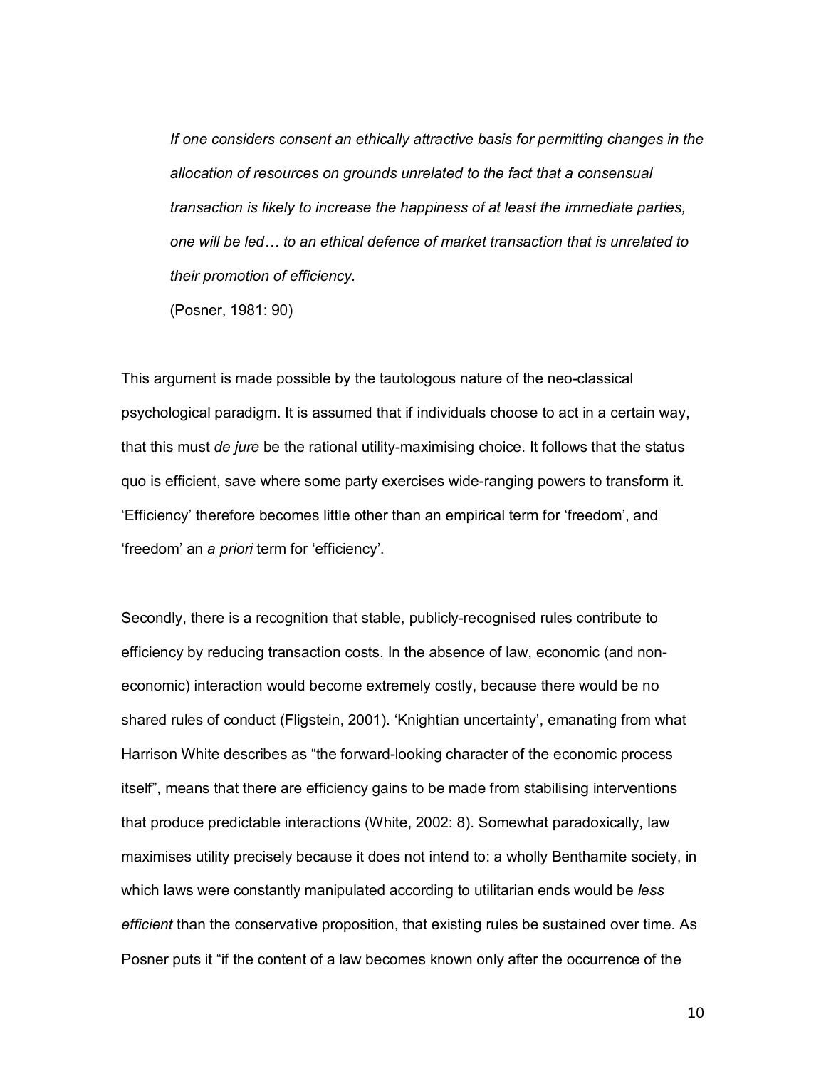> *If one considers consent an ethically attractive basis for permitting changes in the allocation of resources on grounds unrelated to the fact that a consensual transaction is likely to increase the happiness of at least the immediate parties, one will be led… to an ethical defence of market transaction that is unrelated to their promotion of efficiency.*
>
> (Posner, 1981: 90)

This argument is made possible by the tautologous nature of the neo-classical psychological paradigm. It is assumed that if individuals choose to act in a certain way, that this must *de jure* be the rational utility-maximising choice. It follows that the status quo is efficient, save where some party exercises wide-ranging powers to transform it. 'Efficiency' therefore becomes little other than an empirical term for 'freedom', and 'freedom' an *a priori* term for 'efficiency'.

Secondly, there is a recognition that stable, publicly-recognised rules contribute to efficiency by reducing transaction costs. In the absence of law, economic (and non-economic) interaction would become extremely costly, because there would be no shared rules of conduct (Fligstein, 2001). 'Knightian uncertainty', emanating from what Harrison White describes as "the forward-looking character of the economic process itself", means that there are efficiency gains to be made from stabilising interventions that produce predictable interactions (White, 2002: 8). Somewhat paradoxically, law maximises utility precisely because it does not intend to: a wholly Benthamite society, in which laws were constantly manipulated according to utilitarian ends would be *less efficient* than the conservative proposition, that existing rules be sustained over time. As Posner puts it "if the content of a law becomes known only after the occurrence of the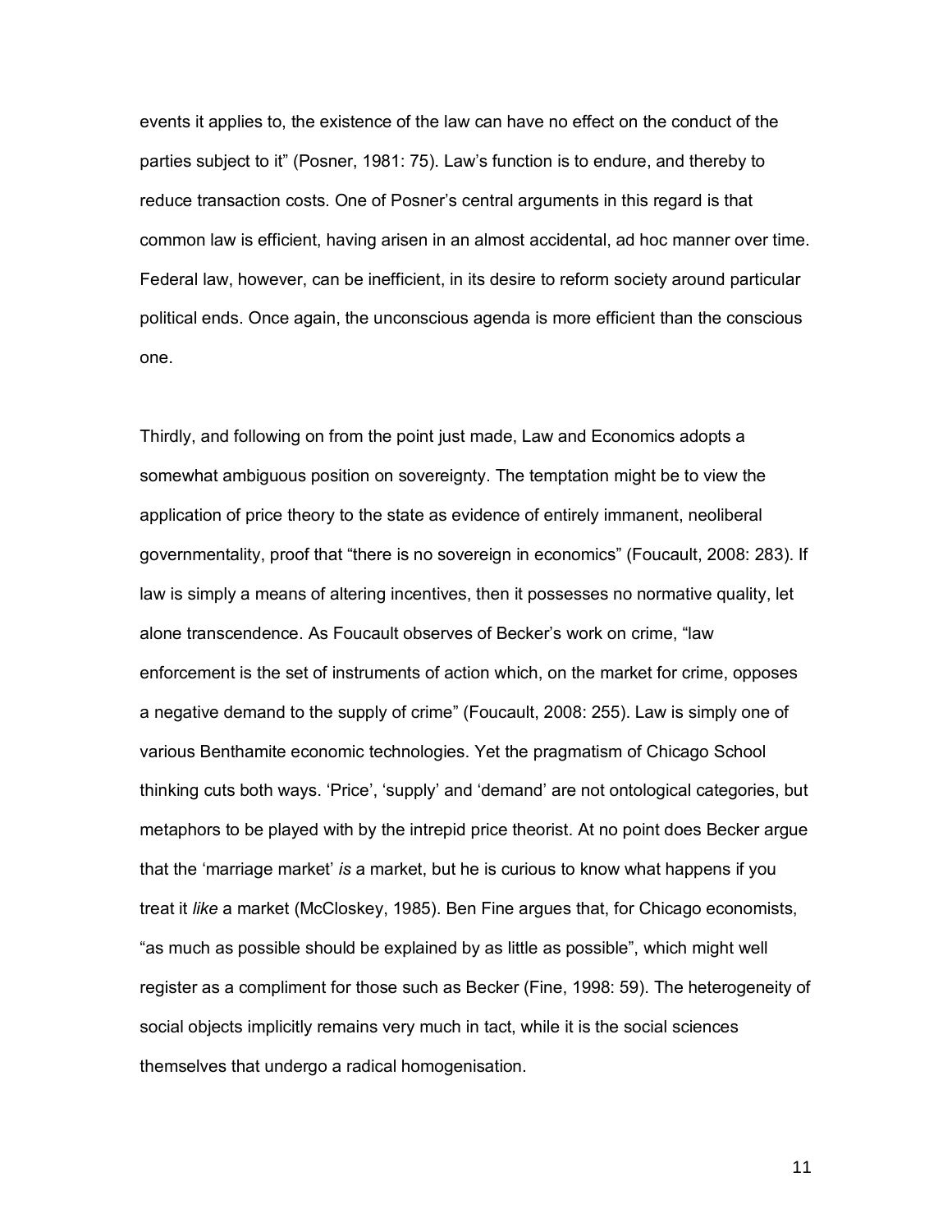events it applies to, the existence of the law can have no effect on the conduct of the parties subject to it" (Posner, 1981: 75). Law's function is to endure, and thereby to reduce transaction costs. One of Posner's central arguments in this regard is that common law is efficient, having arisen in an almost accidental, ad hoc manner over time. Federal law, however, can be inefficient, in its desire to reform society around particular political ends. Once again, the unconscious agenda is more efficient than the conscious one.

Thirdly, and following on from the point just made, Law and Economics adopts a somewhat ambiguous position on sovereignty. The temptation might be to view the application of price theory to the state as evidence of entirely immanent, neoliberal governmentality, proof that "there is no sovereign in economics" (Foucault, 2008: 283). If law is simply a means of altering incentives, then it possesses no normative quality, let alone transcendence. As Foucault observes of Becker's work on crime, "law enforcement is the set of instruments of action which, on the market for crime, opposes a negative demand to the supply of crime" (Foucault, 2008: 255). Law is simply one of various Benthamite economic technologies. Yet the pragmatism of Chicago School thinking cuts both ways. 'Price', 'supply' and 'demand' are not ontological categories, but metaphors to be played with by the intrepid price theorist. At no point does Becker argue that the 'marriage market' *is* a market, but he is curious to know what happens if you treat it *like* a market (McCloskey, 1985). Ben Fine argues that, for Chicago economists, "as much as possible should be explained by as little as possible", which might well register as a compliment for those such as Becker (Fine, 1998: 59). The heterogeneity of social objects implicitly remains very much in tact, while it is the social sciences themselves that undergo a radical homogenisation.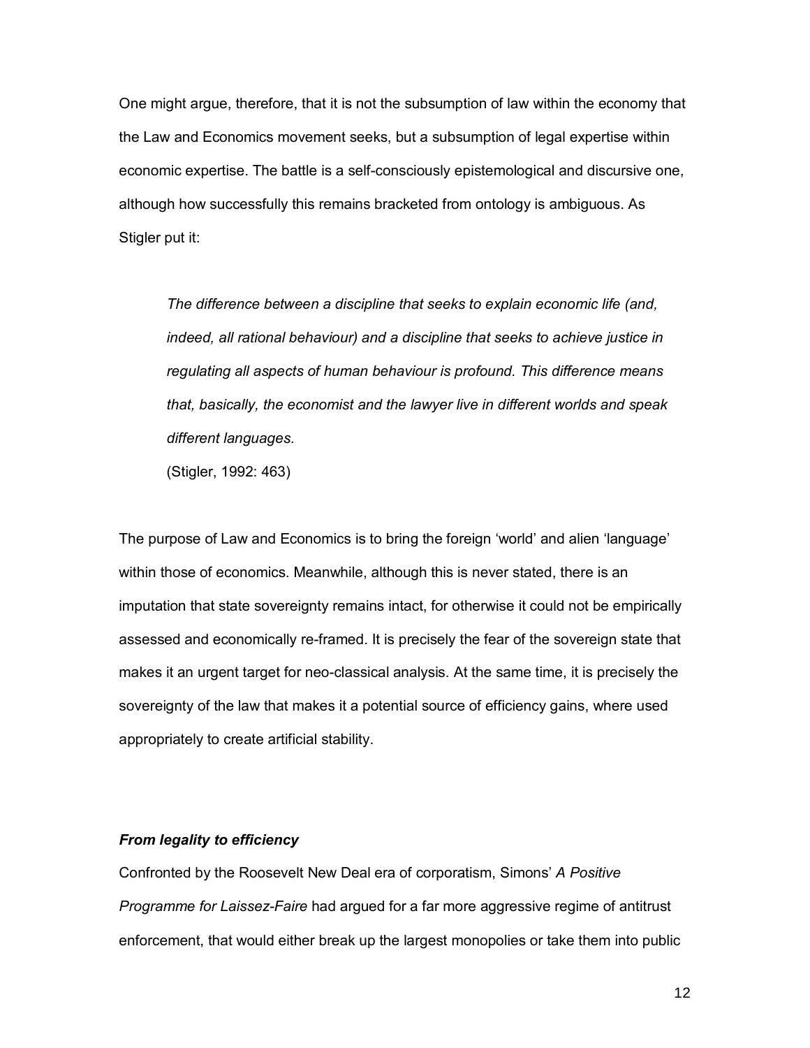One might argue, therefore, that it is not the subsumption of law within the economy that the Law and Economics movement seeks, but a subsumption of legal expertise within economic expertise. The battle is a self-consciously epistemological and discursive one, although how successfully this remains bracketed from ontology is ambiguous. As Stigler put it:

> *The difference between a discipline that seeks to explain economic life (and, indeed, all rational behaviour) and a discipline that seeks to achieve justice in regulating all aspects of human behaviour is profound. This difference means that, basically, the economist and the lawyer live in different worlds and speak different languages.*
>
> (Stigler, 1992: 463)

The purpose of Law and Economics is to bring the foreign 'world' and alien 'language' within those of economics. Meanwhile, although this is never stated, there is an imputation that state sovereignty remains intact, for otherwise it could not be empirically assessed and economically re-framed. It is precisely the fear of the sovereign state that makes it an urgent target for neo-classical analysis. At the same time, it is precisely the sovereignty of the law that makes it a potential source of efficiency gains, where used appropriately to create artificial stability.

***From legality to efficiency***

Confronted by the Roosevelt New Deal era of corporatism, Simons' *A Positive Programme for Laissez-Faire* had argued for a far more aggressive regime of antitrust enforcement, that would either break up the largest monopolies or take them into public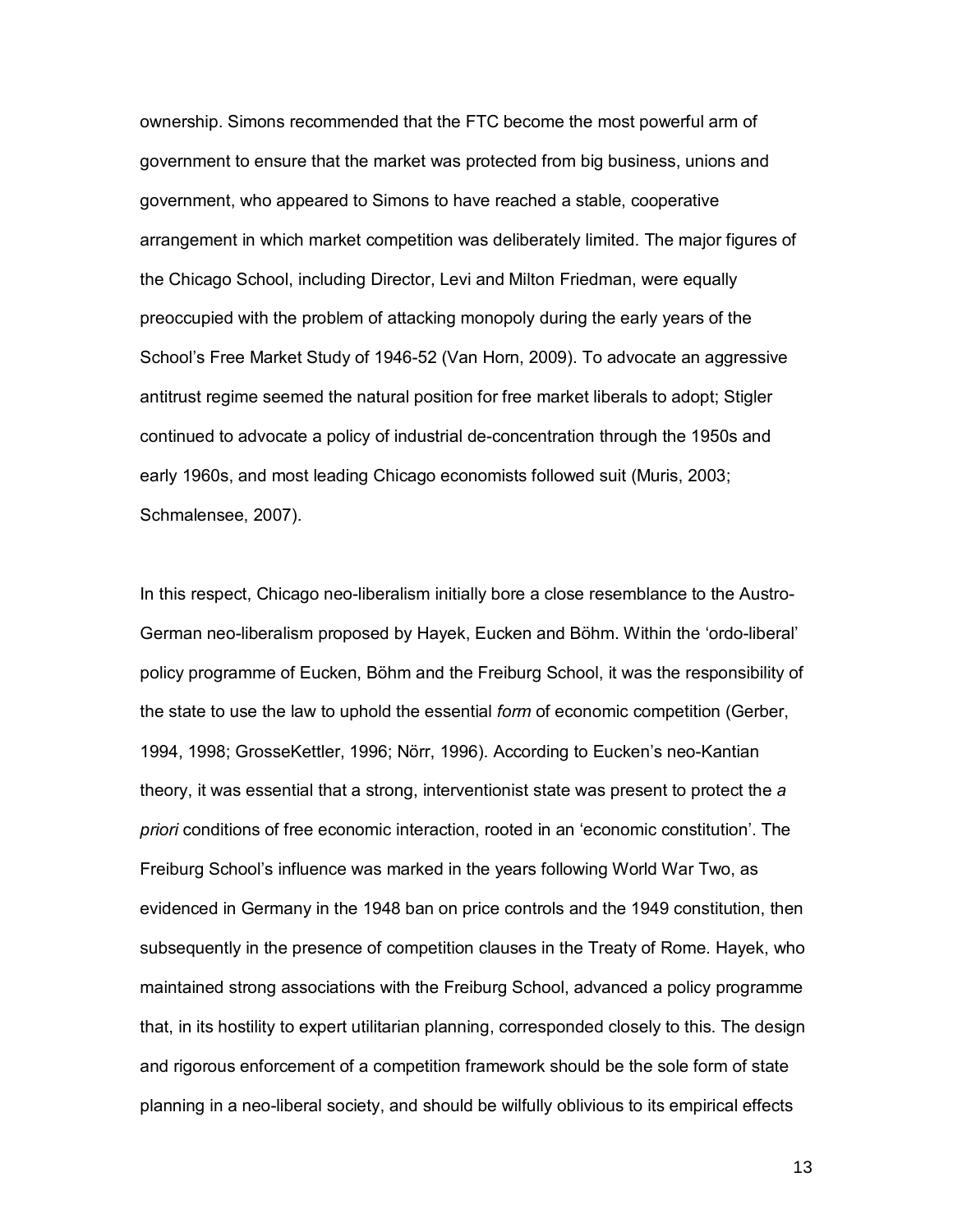ownership. Simons recommended that the FTC become the most powerful arm of government to ensure that the market was protected from big business, unions and government, who appeared to Simons to have reached a stable, cooperative arrangement in which market competition was deliberately limited. The major figures of the Chicago School, including Director, Levi and Milton Friedman, were equally preoccupied with the problem of attacking monopoly during the early years of the School's Free Market Study of 1946-52 (Van Horn, 2009). To advocate an aggressive antitrust regime seemed the natural position for free market liberals to adopt; Stigler continued to advocate a policy of industrial de-concentration through the 1950s and early 1960s, and most leading Chicago economists followed suit (Muris, 2003; Schmalensee, 2007).

In this respect, Chicago neo-liberalism initially bore a close resemblance to the Austro-German neo-liberalism proposed by Hayek, Eucken and Böhm. Within the 'ordo-liberal' policy programme of Eucken, Böhm and the Freiburg School, it was the responsibility of the state to use the law to uphold the essential *form* of economic competition (Gerber, 1994, 1998; GrosseKettler, 1996; Nörr, 1996). According to Eucken's neo-Kantian theory, it was essential that a strong, interventionist state was present to protect the *a priori* conditions of free economic interaction, rooted in an 'economic constitution'. The Freiburg School's influence was marked in the years following World War Two, as evidenced in Germany in the 1948 ban on price controls and the 1949 constitution, then subsequently in the presence of competition clauses in the Treaty of Rome. Hayek, who maintained strong associations with the Freiburg School, advanced a policy programme that, in its hostility to expert utilitarian planning, corresponded closely to this. The design and rigorous enforcement of a competition framework should be the sole form of state planning in a neo-liberal society, and should be wilfully oblivious to its empirical effects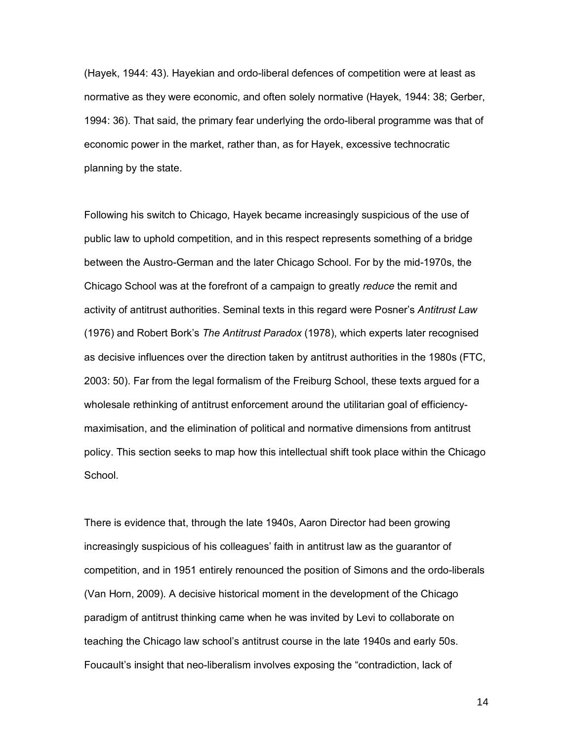(Hayek, 1944: 43). Hayekian and ordo-liberal defences of competition were at least as normative as they were economic, and often solely normative (Hayek, 1944: 38; Gerber, 1994: 36). That said, the primary fear underlying the ordo-liberal programme was that of economic power in the market, rather than, as for Hayek, excessive technocratic planning by the state.

Following his switch to Chicago, Hayek became increasingly suspicious of the use of public law to uphold competition, and in this respect represents something of a bridge between the Austro-German and the later Chicago School. For by the mid-1970s, the Chicago School was at the forefront of a campaign to greatly *reduce* the remit and activity of antitrust authorities. Seminal texts in this regard were Posner's *Antitrust Law* (1976) and Robert Bork's *The Antitrust Paradox* (1978), which experts later recognised as decisive influences over the direction taken by antitrust authorities in the 1980s (FTC, 2003: 50). Far from the legal formalism of the Freiburg School, these texts argued for a wholesale rethinking of antitrust enforcement around the utilitarian goal of efficiency-maximisation, and the elimination of political and normative dimensions from antitrust policy. This section seeks to map how this intellectual shift took place within the Chicago School.

There is evidence that, through the late 1940s, Aaron Director had been growing increasingly suspicious of his colleagues' faith in antitrust law as the guarantor of competition, and in 1951 entirely renounced the position of Simons and the ordo-liberals (Van Horn, 2009). A decisive historical moment in the development of the Chicago paradigm of antitrust thinking came when he was invited by Levi to collaborate on teaching the Chicago law school's antitrust course in the late 1940s and early 50s. Foucault's insight that neo-liberalism involves exposing the "contradiction, lack of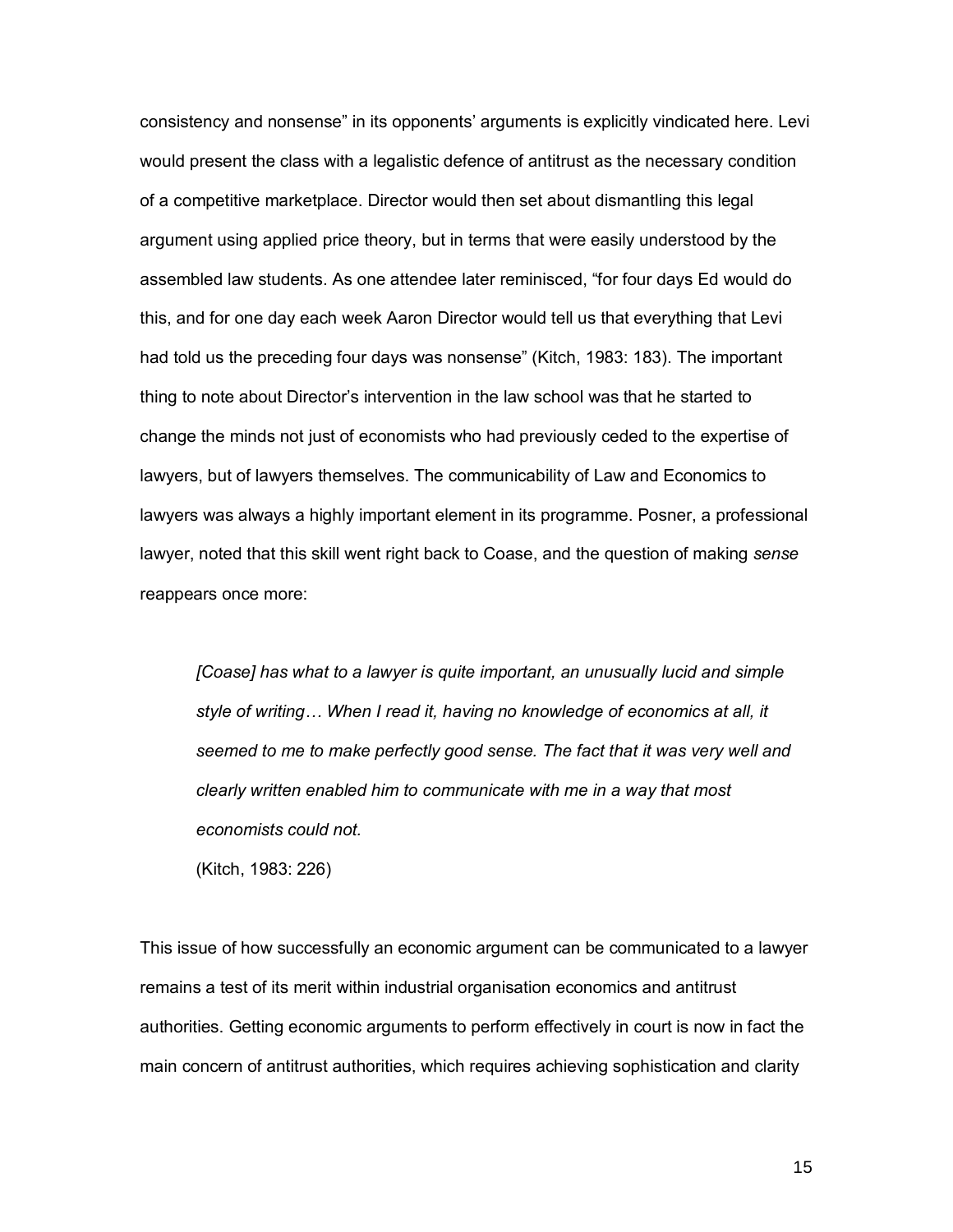consistency and nonsense" in its opponents' arguments is explicitly vindicated here. Levi would present the class with a legalistic defence of antitrust as the necessary condition of a competitive marketplace. Director would then set about dismantling this legal argument using applied price theory, but in terms that were easily understood by the assembled law students. As one attendee later reminisced, "for four days Ed would do this, and for one day each week Aaron Director would tell us that everything that Levi had told us the preceding four days was nonsense" (Kitch, 1983: 183). The important thing to note about Director's intervention in the law school was that he started to change the minds not just of economists who had previously ceded to the expertise of lawyers, but of lawyers themselves. The communicability of Law and Economics to lawyers was always a highly important element in its programme. Posner, a professional lawyer, noted that this skill went right back to Coase, and the question of making *sense* reappears once more:

> *[Coase] has what to a lawyer is quite important, an unusually lucid and simple style of writing… When I read it, having no knowledge of economics at all, it seemed to me to make perfectly good sense. The fact that it was very well and clearly written enabled him to communicate with me in a way that most economists could not.*
>
> (Kitch, 1983: 226)

This issue of how successfully an economic argument can be communicated to a lawyer remains a test of its merit within industrial organisation economics and antitrust authorities. Getting economic arguments to perform effectively in court is now in fact the main concern of antitrust authorities, which requires achieving sophistication and clarity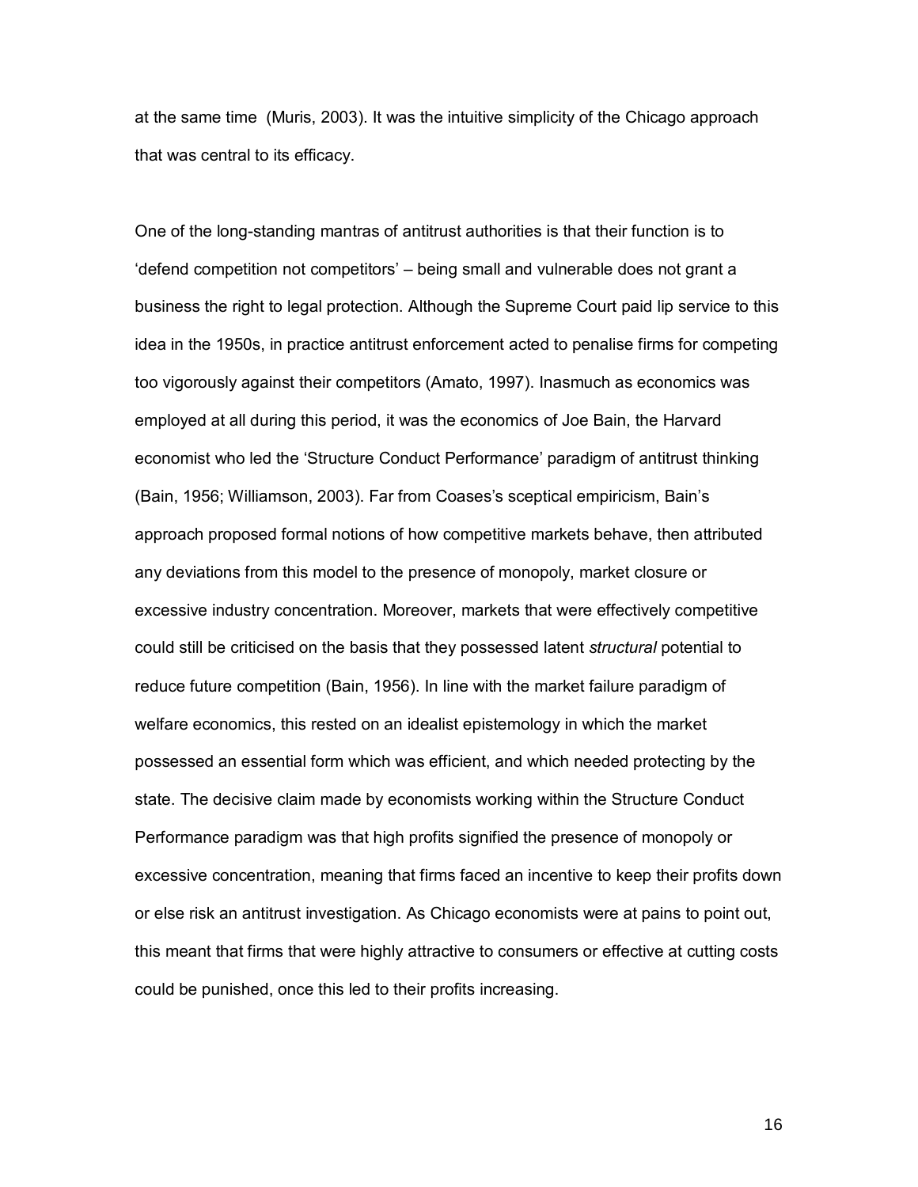at the same time  (Muris, 2003). It was the intuitive simplicity of the Chicago approach that was central to its efficacy.

One of the long-standing mantras of antitrust authorities is that their function is to 'defend competition not competitors' – being small and vulnerable does not grant a business the right to legal protection. Although the Supreme Court paid lip service to this idea in the 1950s, in practice antitrust enforcement acted to penalise firms for competing too vigorously against their competitors (Amato, 1997). Inasmuch as economics was employed at all during this period, it was the economics of Joe Bain, the Harvard economist who led the 'Structure Conduct Performance' paradigm of antitrust thinking (Bain, 1956; Williamson, 2003). Far from Coases's sceptical empiricism, Bain's approach proposed formal notions of how competitive markets behave, then attributed any deviations from this model to the presence of monopoly, market closure or excessive industry concentration. Moreover, markets that were effectively competitive could still be criticised on the basis that they possessed latent *structural* potential to reduce future competition (Bain, 1956). In line with the market failure paradigm of welfare economics, this rested on an idealist epistemology in which the market possessed an essential form which was efficient, and which needed protecting by the state. The decisive claim made by economists working within the Structure Conduct Performance paradigm was that high profits signified the presence of monopoly or excessive concentration, meaning that firms faced an incentive to keep their profits down or else risk an antitrust investigation. As Chicago economists were at pains to point out, this meant that firms that were highly attractive to consumers or effective at cutting costs could be punished, once this led to their profits increasing.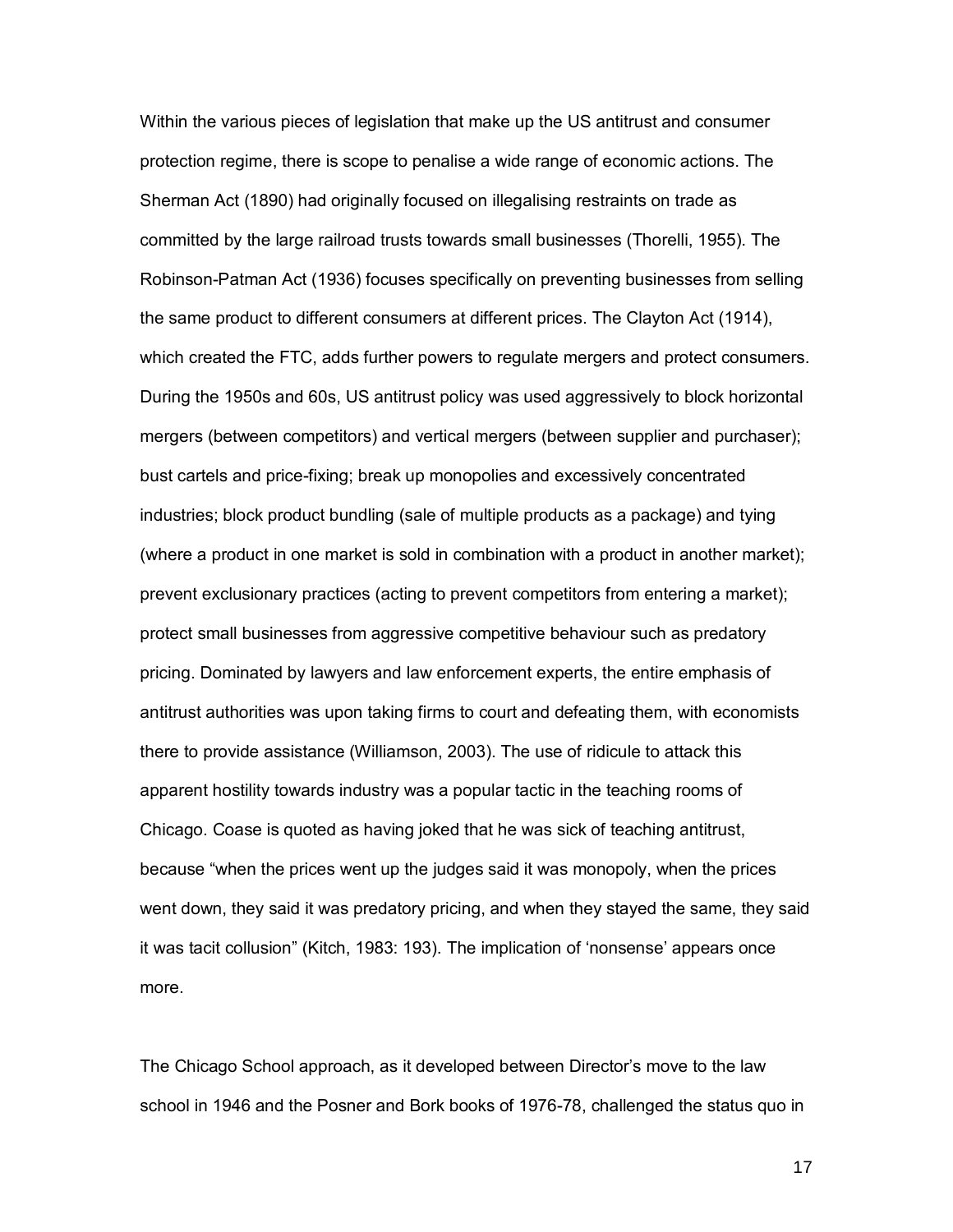Within the various pieces of legislation that make up the US antitrust and consumer protection regime, there is scope to penalise a wide range of economic actions. The Sherman Act (1890) had originally focused on illegalising restraints on trade as committed by the large railroad trusts towards small businesses (Thorelli, 1955). The Robinson-Patman Act (1936) focuses specifically on preventing businesses from selling the same product to different consumers at different prices. The Clayton Act (1914), which created the FTC, adds further powers to regulate mergers and protect consumers. During the 1950s and 60s, US antitrust policy was used aggressively to block horizontal mergers (between competitors) and vertical mergers (between supplier and purchaser); bust cartels and price-fixing; break up monopolies and excessively concentrated industries; block product bundling (sale of multiple products as a package) and tying (where a product in one market is sold in combination with a product in another market); prevent exclusionary practices (acting to prevent competitors from entering a market); protect small businesses from aggressive competitive behaviour such as predatory pricing. Dominated by lawyers and law enforcement experts, the entire emphasis of antitrust authorities was upon taking firms to court and defeating them, with economists there to provide assistance (Williamson, 2003). The use of ridicule to attack this apparent hostility towards industry was a popular tactic in the teaching rooms of Chicago. Coase is quoted as having joked that he was sick of teaching antitrust, because "when the prices went up the judges said it was monopoly, when the prices went down, they said it was predatory pricing, and when they stayed the same, they said it was tacit collusion" (Kitch, 1983: 193). The implication of 'nonsense' appears once more.

The Chicago School approach, as it developed between Director's move to the law school in 1946 and the Posner and Bork books of 1976-78, challenged the status quo in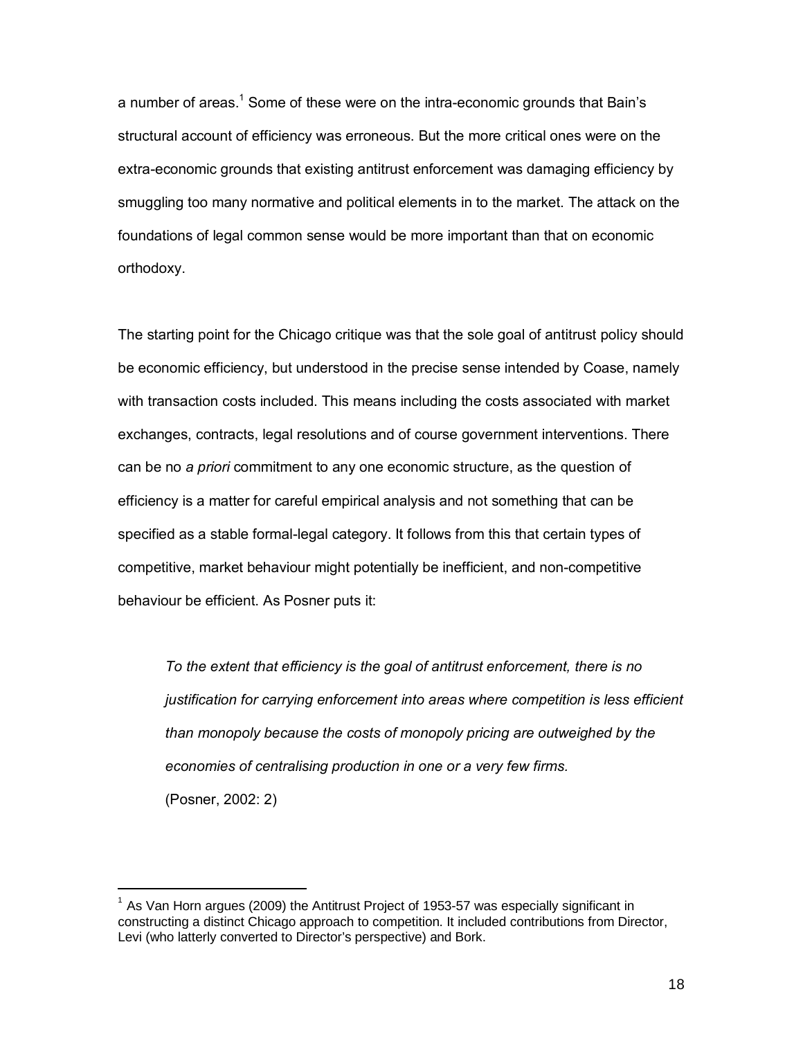a number of areas.[1] Some of these were on the intra-economic grounds that Bain's structural account of efficiency was erroneous. But the more critical ones were on the extra-economic grounds that existing antitrust enforcement was damaging efficiency by smuggling too many normative and political elements in to the market. The attack on the foundations of legal common sense would be more important than that on economic orthodoxy.

The starting point for the Chicago critique was that the sole goal of antitrust policy should be economic efficiency, but understood in the precise sense intended by Coase, namely with transaction costs included. This means including the costs associated with market exchanges, contracts, legal resolutions and of course government interventions. There can be no *a priori* commitment to any one economic structure, as the question of efficiency is a matter for careful empirical analysis and not something that can be specified as a stable formal-legal category. It follows from this that certain types of competitive, market behaviour might potentially be inefficient, and non-competitive behaviour be efficient. As Posner puts it:

> *To the extent that efficiency is the goal of antitrust enforcement, there is no justification for carrying enforcement into areas where competition is less efficient than monopoly because the costs of monopoly pricing are outweighed by the economies of centralising production in one or a very few firms.*
> (Posner, 2002: 2)

---

[1] As Van Horn argues (2009) the Antitrust Project of 1953-57 was especially significant in constructing a distinct Chicago approach to competition. It included contributions from Director, Levi (who latterly converted to Director's perspective) and Bork.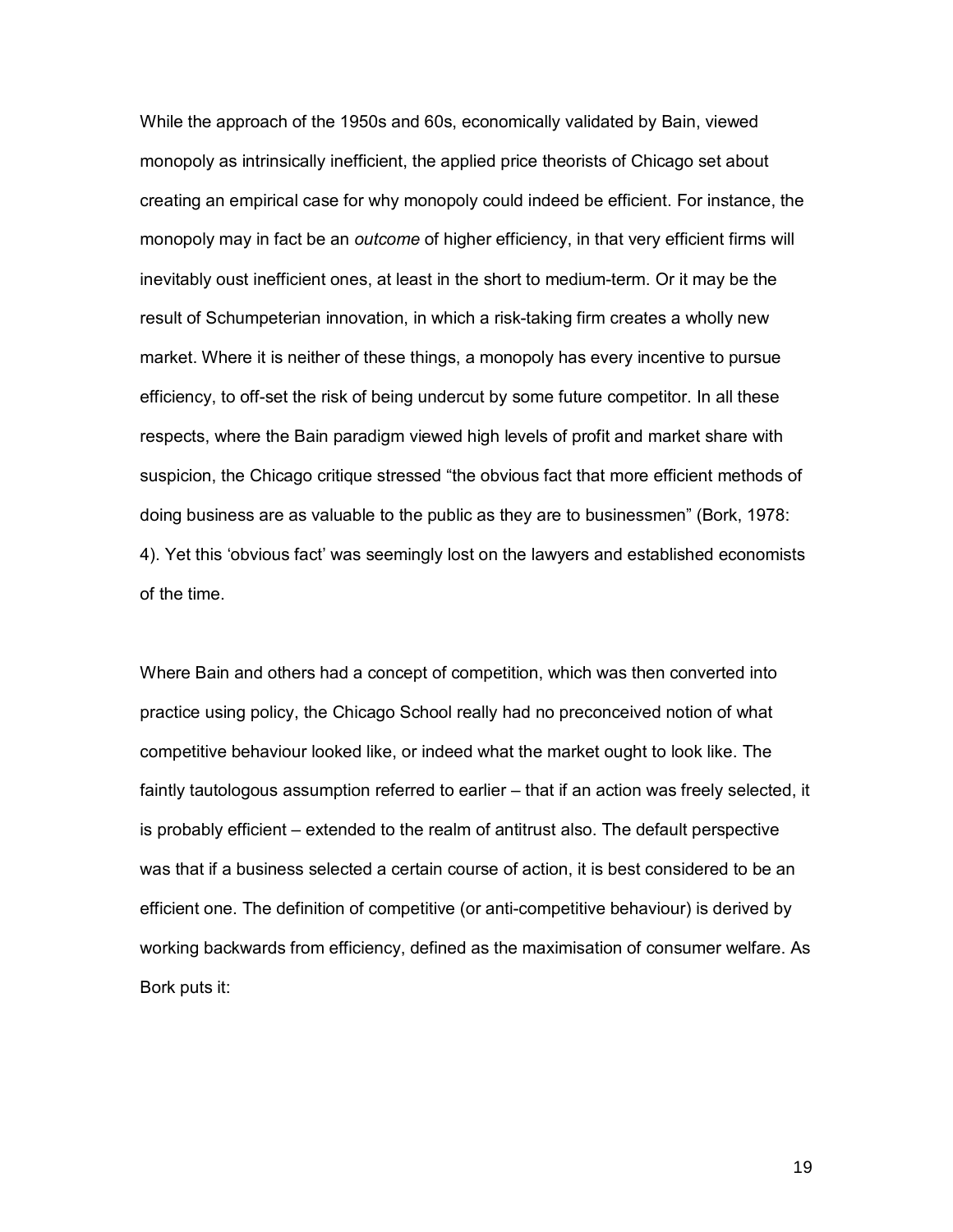While the approach of the 1950s and 60s, economically validated by Bain, viewed monopoly as intrinsically inefficient, the applied price theorists of Chicago set about creating an empirical case for why monopoly could indeed be efficient. For instance, the monopoly may in fact be an *outcome* of higher efficiency, in that very efficient firms will inevitably oust inefficient ones, at least in the short to medium-term. Or it may be the result of Schumpeterian innovation, in which a risk-taking firm creates a wholly new market. Where it is neither of these things, a monopoly has every incentive to pursue efficiency, to off-set the risk of being undercut by some future competitor. In all these respects, where the Bain paradigm viewed high levels of profit and market share with suspicion, the Chicago critique stressed "the obvious fact that more efficient methods of doing business are as valuable to the public as they are to businessmen" (Bork, 1978: 4). Yet this 'obvious fact' was seemingly lost on the lawyers and established economists of the time.

Where Bain and others had a concept of competition, which was then converted into practice using policy, the Chicago School really had no preconceived notion of what competitive behaviour looked like, or indeed what the market ought to look like. The faintly tautologous assumption referred to earlier – that if an action was freely selected, it is probably efficient – extended to the realm of antitrust also. The default perspective was that if a business selected a certain course of action, it is best considered to be an efficient one. The definition of competitive (or anti-competitive behaviour) is derived by working backwards from efficiency, defined as the maximisation of consumer welfare. As Bork puts it: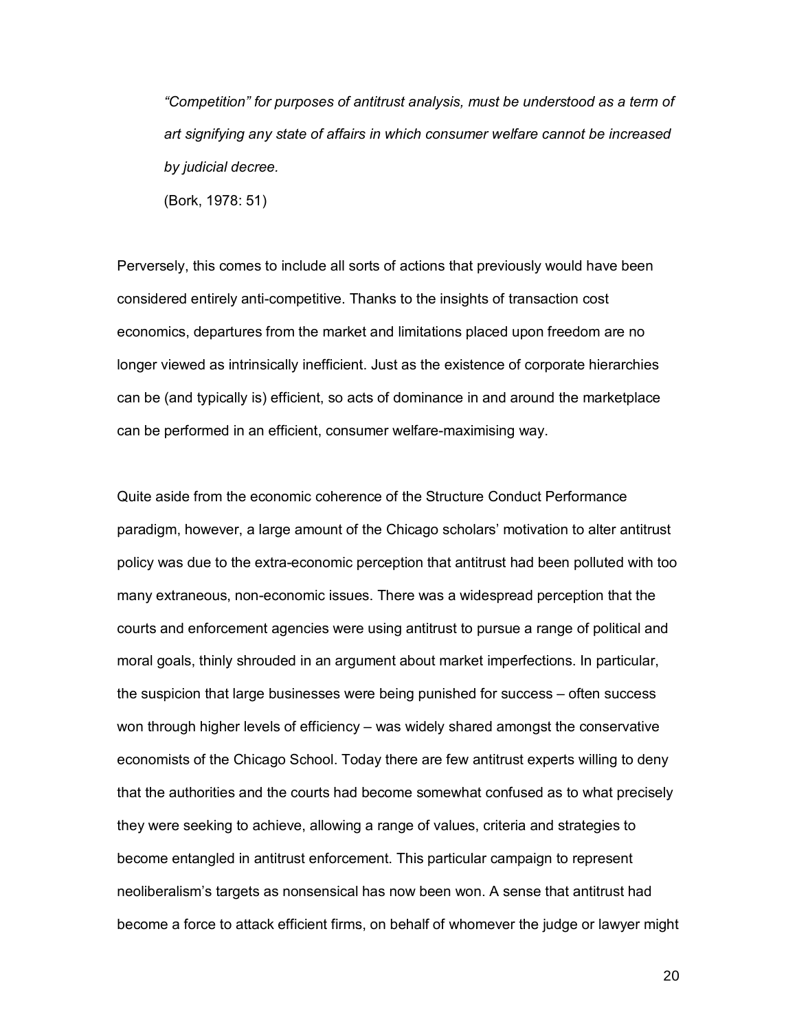> *"Competition" for purposes of antitrust analysis, must be understood as a term of art signifying any state of affairs in which consumer welfare cannot be increased by judicial decree.*
>
> (Bork, 1978: 51)

Perversely, this comes to include all sorts of actions that previously would have been considered entirely anti-competitive. Thanks to the insights of transaction cost economics, departures from the market and limitations placed upon freedom are no longer viewed as intrinsically inefficient. Just as the existence of corporate hierarchies can be (and typically is) efficient, so acts of dominance in and around the marketplace can be performed in an efficient, consumer welfare-maximising way.

Quite aside from the economic coherence of the Structure Conduct Performance paradigm, however, a large amount of the Chicago scholars' motivation to alter antitrust policy was due to the extra-economic perception that antitrust had been polluted with too many extraneous, non-economic issues. There was a widespread perception that the courts and enforcement agencies were using antitrust to pursue a range of political and moral goals, thinly shrouded in an argument about market imperfections. In particular, the suspicion that large businesses were being punished for success – often success won through higher levels of efficiency – was widely shared amongst the conservative economists of the Chicago School. Today there are few antitrust experts willing to deny that the authorities and the courts had become somewhat confused as to what precisely they were seeking to achieve, allowing a range of values, criteria and strategies to become entangled in antitrust enforcement. This particular campaign to represent neoliberalism's targets as nonsensical has now been won. A sense that antitrust had become a force to attack efficient firms, on behalf of whomever the judge or lawyer might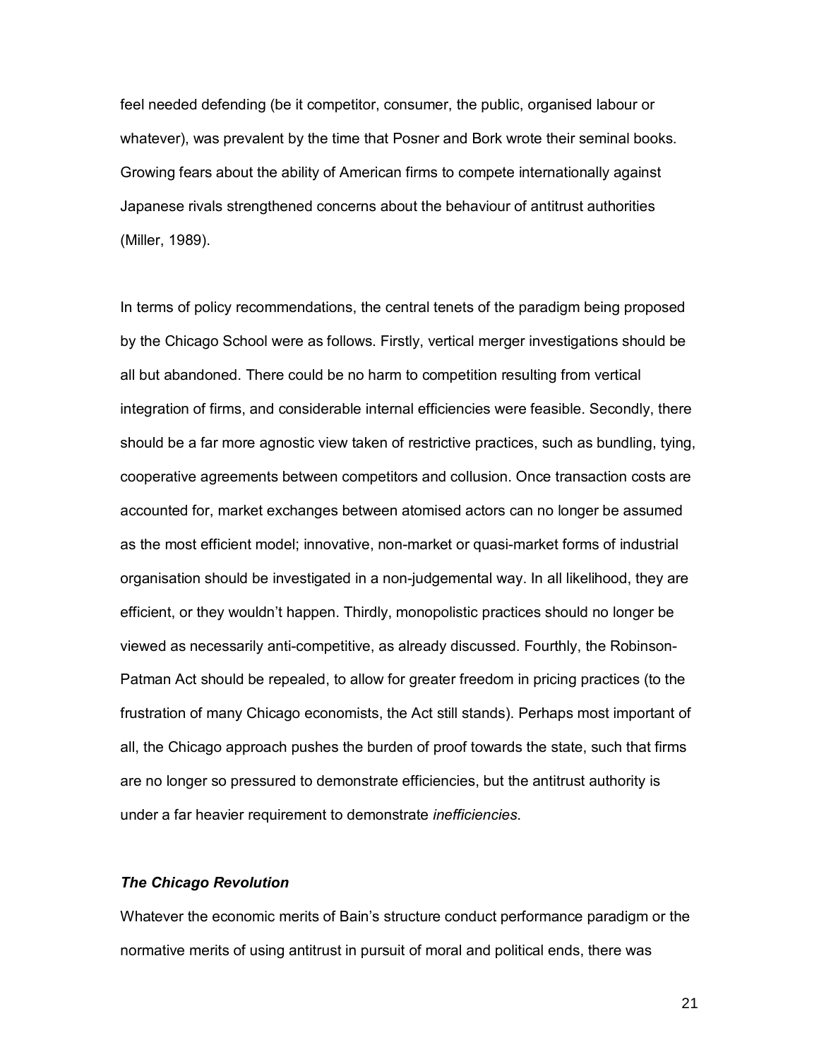feel needed defending (be it competitor, consumer, the public, organised labour or whatever), was prevalent by the time that Posner and Bork wrote their seminal books. Growing fears about the ability of American firms to compete internationally against Japanese rivals strengthened concerns about the behaviour of antitrust authorities (Miller, 1989).

In terms of policy recommendations, the central tenets of the paradigm being proposed by the Chicago School were as follows. Firstly, vertical merger investigations should be all but abandoned. There could be no harm to competition resulting from vertical integration of firms, and considerable internal efficiencies were feasible. Secondly, there should be a far more agnostic view taken of restrictive practices, such as bundling, tying, cooperative agreements between competitors and collusion. Once transaction costs are accounted for, market exchanges between atomised actors can no longer be assumed as the most efficient model; innovative, non-market or quasi-market forms of industrial organisation should be investigated in a non-judgemental way. In all likelihood, they are efficient, or they wouldn't happen. Thirdly, monopolistic practices should no longer be viewed as necessarily anti-competitive, as already discussed. Fourthly, the Robinson-Patman Act should be repealed, to allow for greater freedom in pricing practices (to the frustration of many Chicago economists, the Act still stands). Perhaps most important of all, the Chicago approach pushes the burden of proof towards the state, such that firms are no longer so pressured to demonstrate efficiencies, but the antitrust authority is under a far heavier requirement to demonstrate *inefficiencies*.

### *The Chicago Revolution*

Whatever the economic merits of Bain's structure conduct performance paradigm or the normative merits of using antitrust in pursuit of moral and political ends, there was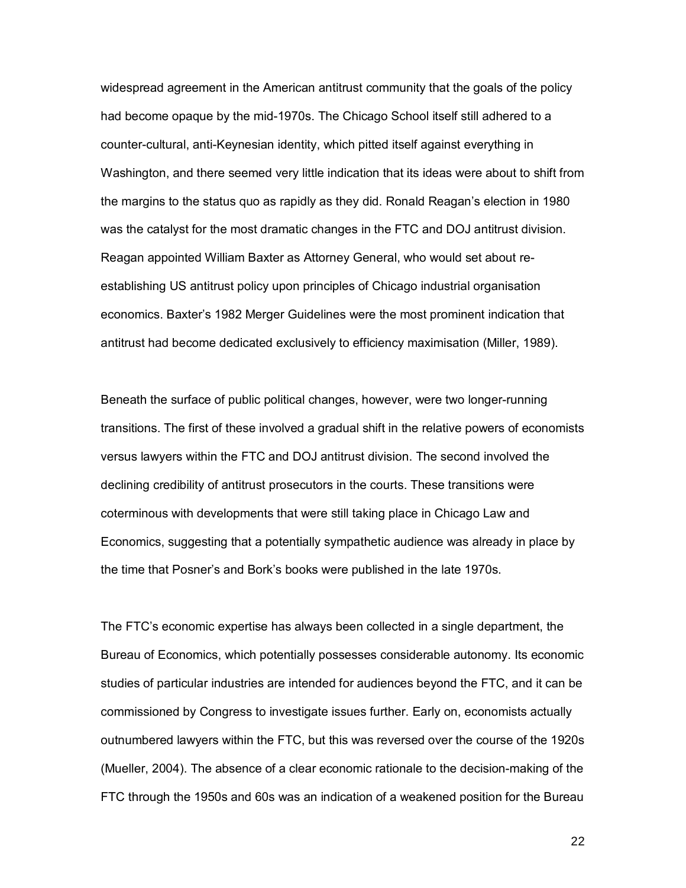widespread agreement in the American antitrust community that the goals of the policy had become opaque by the mid-1970s. The Chicago School itself still adhered to a counter-cultural, anti-Keynesian identity, which pitted itself against everything in Washington, and there seemed very little indication that its ideas were about to shift from the margins to the status quo as rapidly as they did. Ronald Reagan's election in 1980 was the catalyst for the most dramatic changes in the FTC and DOJ antitrust division. Reagan appointed William Baxter as Attorney General, who would set about re-establishing US antitrust policy upon principles of Chicago industrial organisation economics. Baxter's 1982 Merger Guidelines were the most prominent indication that antitrust had become dedicated exclusively to efficiency maximisation (Miller, 1989).

Beneath the surface of public political changes, however, were two longer-running transitions. The first of these involved a gradual shift in the relative powers of economists versus lawyers within the FTC and DOJ antitrust division. The second involved the declining credibility of antitrust prosecutors in the courts. These transitions were coterminous with developments that were still taking place in Chicago Law and Economics, suggesting that a potentially sympathetic audience was already in place by the time that Posner's and Bork's books were published in the late 1970s.

The FTC's economic expertise has always been collected in a single department, the Bureau of Economics, which potentially possesses considerable autonomy. Its economic studies of particular industries are intended for audiences beyond the FTC, and it can be commissioned by Congress to investigate issues further. Early on, economists actually outnumbered lawyers within the FTC, but this was reversed over the course of the 1920s (Mueller, 2004). The absence of a clear economic rationale to the decision-making of the FTC through the 1950s and 60s was an indication of a weakened position for the Bureau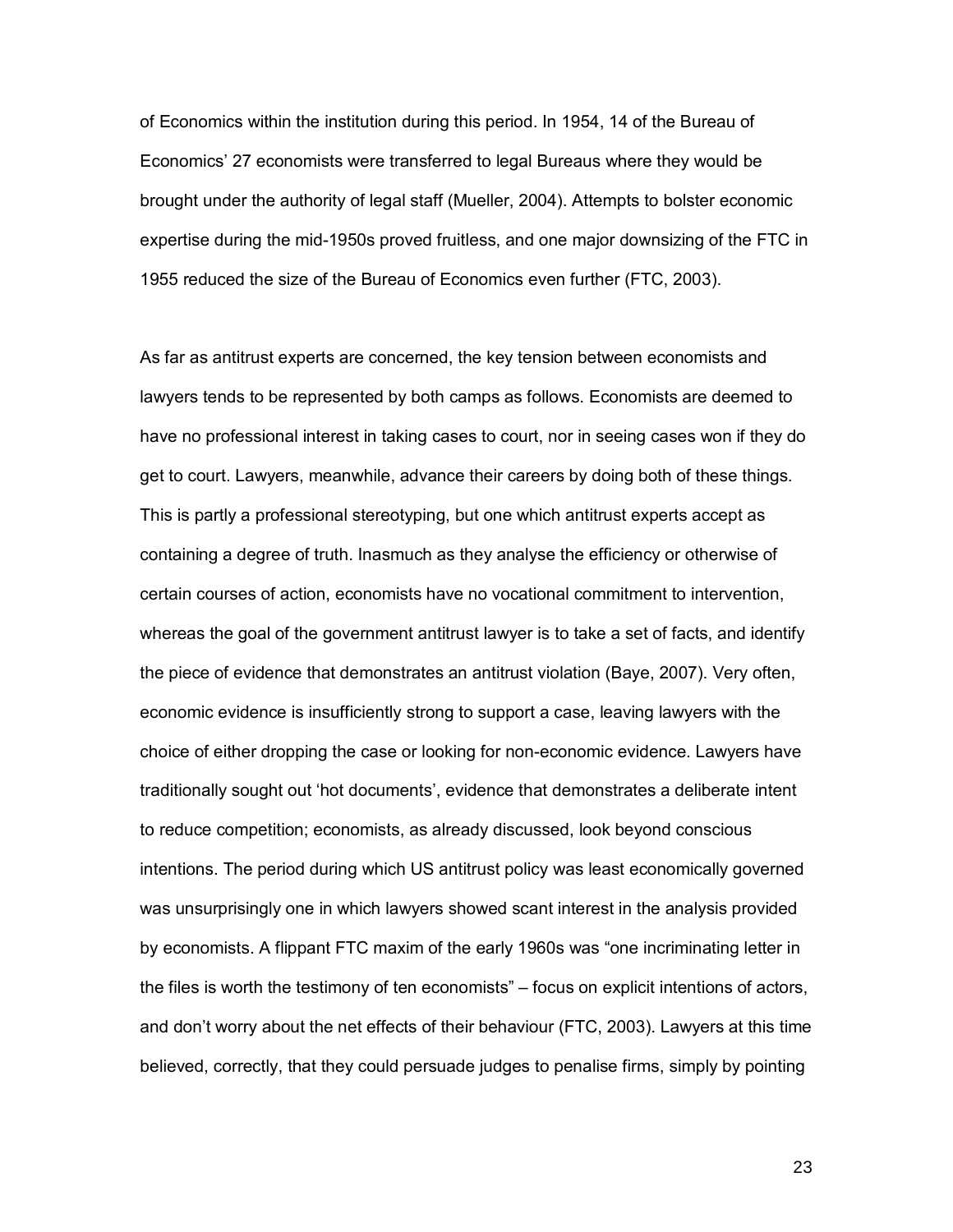of Economics within the institution during this period. In 1954, 14 of the Bureau of Economics' 27 economists were transferred to legal Bureaus where they would be brought under the authority of legal staff (Mueller, 2004). Attempts to bolster economic expertise during the mid-1950s proved fruitless, and one major downsizing of the FTC in 1955 reduced the size of the Bureau of Economics even further (FTC, 2003).

As far as antitrust experts are concerned, the key tension between economists and lawyers tends to be represented by both camps as follows. Economists are deemed to have no professional interest in taking cases to court, nor in seeing cases won if they do get to court. Lawyers, meanwhile, advance their careers by doing both of these things. This is partly a professional stereotyping, but one which antitrust experts accept as containing a degree of truth. Inasmuch as they analyse the efficiency or otherwise of certain courses of action, economists have no vocational commitment to intervention, whereas the goal of the government antitrust lawyer is to take a set of facts, and identify the piece of evidence that demonstrates an antitrust violation (Baye, 2007). Very often, economic evidence is insufficiently strong to support a case, leaving lawyers with the choice of either dropping the case or looking for non-economic evidence. Lawyers have traditionally sought out 'hot documents', evidence that demonstrates a deliberate intent to reduce competition; economists, as already discussed, look beyond conscious intentions. The period during which US antitrust policy was least economically governed was unsurprisingly one in which lawyers showed scant interest in the analysis provided by economists. A flippant FTC maxim of the early 1960s was "one incriminating letter in the files is worth the testimony of ten economists" – focus on explicit intentions of actors, and don't worry about the net effects of their behaviour (FTC, 2003). Lawyers at this time believed, correctly, that they could persuade judges to penalise firms, simply by pointing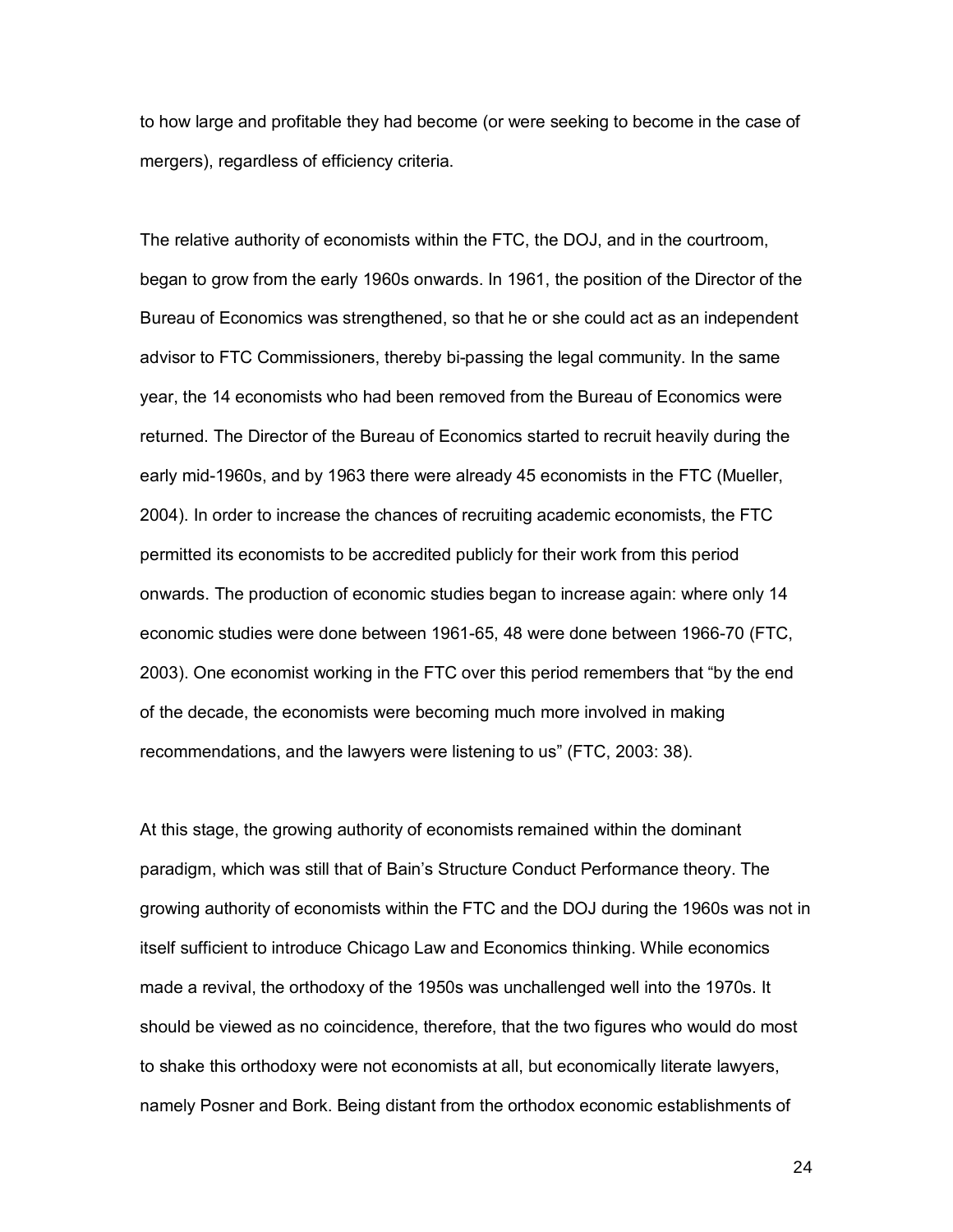to how large and profitable they had become (or were seeking to become in the case of mergers), regardless of efficiency criteria.

The relative authority of economists within the FTC, the DOJ, and in the courtroom, began to grow from the early 1960s onwards. In 1961, the position of the Director of the Bureau of Economics was strengthened, so that he or she could act as an independent advisor to FTC Commissioners, thereby bi-passing the legal community. In the same year, the 14 economists who had been removed from the Bureau of Economics were returned. The Director of the Bureau of Economics started to recruit heavily during the early mid-1960s, and by 1963 there were already 45 economists in the FTC (Mueller, 2004). In order to increase the chances of recruiting academic economists, the FTC permitted its economists to be accredited publicly for their work from this period onwards. The production of economic studies began to increase again: where only 14 economic studies were done between 1961-65, 48 were done between 1966-70 (FTC, 2003). One economist working in the FTC over this period remembers that "by the end of the decade, the economists were becoming much more involved in making recommendations, and the lawyers were listening to us" (FTC, 2003: 38).

At this stage, the growing authority of economists remained within the dominant paradigm, which was still that of Bain's Structure Conduct Performance theory. The growing authority of economists within the FTC and the DOJ during the 1960s was not in itself sufficient to introduce Chicago Law and Economics thinking. While economics made a revival, the orthodoxy of the 1950s was unchallenged well into the 1970s. It should be viewed as no coincidence, therefore, that the two figures who would do most to shake this orthodoxy were not economists at all, but economically literate lawyers, namely Posner and Bork. Being distant from the orthodox economic establishments of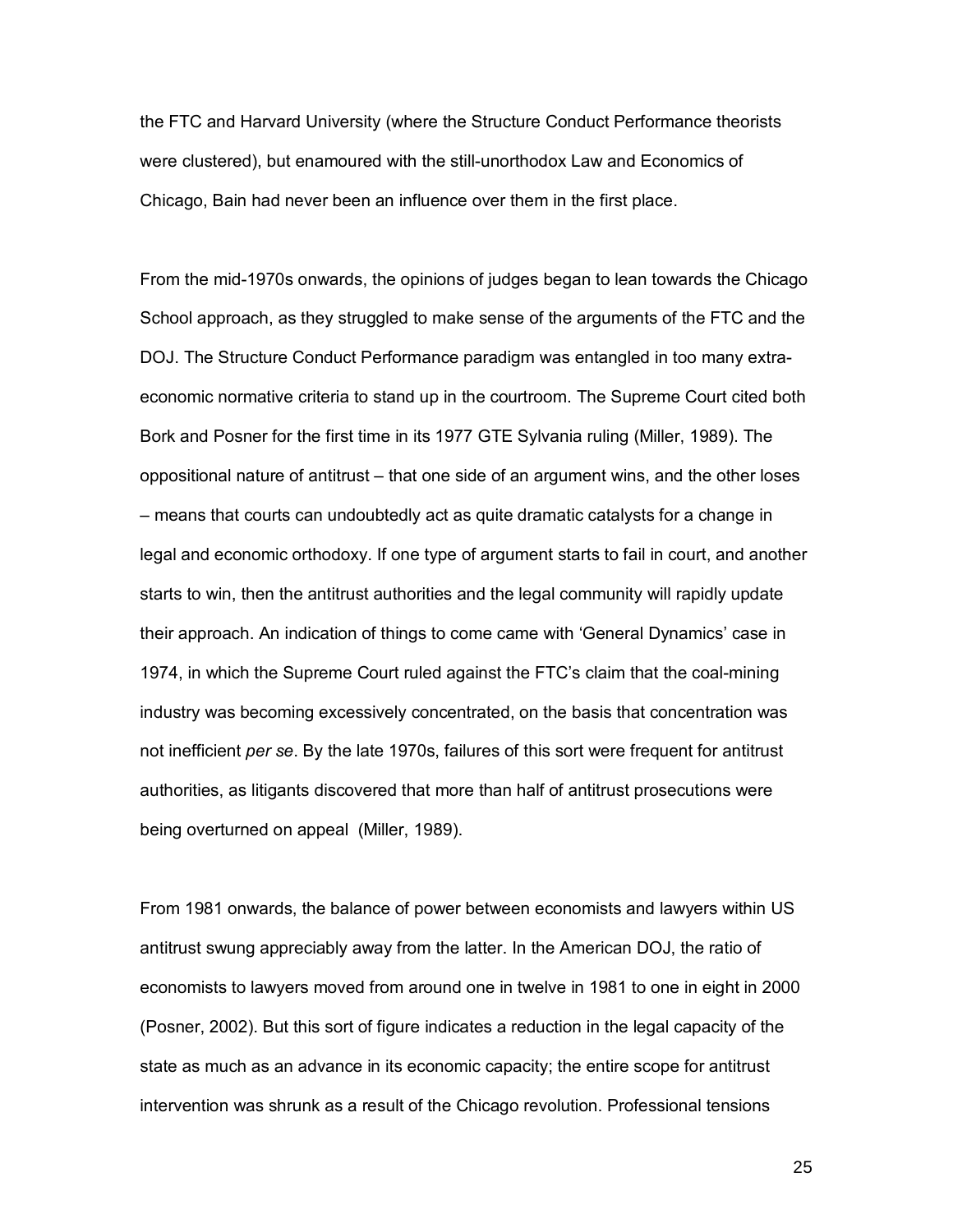the FTC and Harvard University (where the Structure Conduct Performance theorists were clustered), but enamoured with the still-unorthodox Law and Economics of Chicago, Bain had never been an influence over them in the first place.

From the mid-1970s onwards, the opinions of judges began to lean towards the Chicago School approach, as they struggled to make sense of the arguments of the FTC and the DOJ. The Structure Conduct Performance paradigm was entangled in too many extra-economic normative criteria to stand up in the courtroom. The Supreme Court cited both Bork and Posner for the first time in its 1977 GTE Sylvania ruling (Miller, 1989). The oppositional nature of antitrust – that one side of an argument wins, and the other loses – means that courts can undoubtedly act as quite dramatic catalysts for a change in legal and economic orthodoxy. If one type of argument starts to fail in court, and another starts to win, then the antitrust authorities and the legal community will rapidly update their approach. An indication of things to come came with 'General Dynamics' case in 1974, in which the Supreme Court ruled against the FTC's claim that the coal-mining industry was becoming excessively concentrated, on the basis that concentration was not inefficient *per se*. By the late 1970s, failures of this sort were frequent for antitrust authorities, as litigants discovered that more than half of antitrust prosecutions were being overturned on appeal (Miller, 1989).

From 1981 onwards, the balance of power between economists and lawyers within US antitrust swung appreciably away from the latter. In the American DOJ, the ratio of economists to lawyers moved from around one in twelve in 1981 to one in eight in 2000 (Posner, 2002). But this sort of figure indicates a reduction in the legal capacity of the state as much as an advance in its economic capacity; the entire scope for antitrust intervention was shrunk as a result of the Chicago revolution. Professional tensions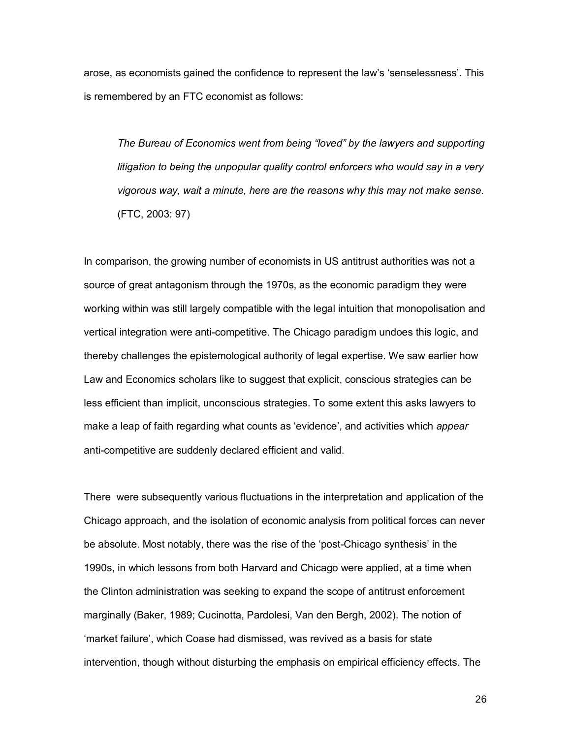arose, as economists gained the confidence to represent the law's 'senselessness'. This is remembered by an FTC economist as follows:

> *The Bureau of Economics went from being "loved" by the lawyers and supporting litigation to being the unpopular quality control enforcers who would say in a very vigorous way, wait a minute, here are the reasons why this may not make sense.* (FTC, 2003: 97)

In comparison, the growing number of economists in US antitrust authorities was not a source of great antagonism through the 1970s, as the economic paradigm they were working within was still largely compatible with the legal intuition that monopolisation and vertical integration were anti-competitive. The Chicago paradigm undoes this logic, and thereby challenges the epistemological authority of legal expertise. We saw earlier how Law and Economics scholars like to suggest that explicit, conscious strategies can be less efficient than implicit, unconscious strategies. To some extent this asks lawyers to make a leap of faith regarding what counts as 'evidence', and activities which *appear* anti-competitive are suddenly declared efficient and valid.

There were subsequently various fluctuations in the interpretation and application of the Chicago approach, and the isolation of economic analysis from political forces can never be absolute. Most notably, there was the rise of the 'post-Chicago synthesis' in the 1990s, in which lessons from both Harvard and Chicago were applied, at a time when the Clinton administration was seeking to expand the scope of antitrust enforcement marginally (Baker, 1989; Cucinotta, Pardolesi, Van den Bergh, 2002). The notion of 'market failure', which Coase had dismissed, was revived as a basis for state intervention, though without disturbing the emphasis on empirical efficiency effects. The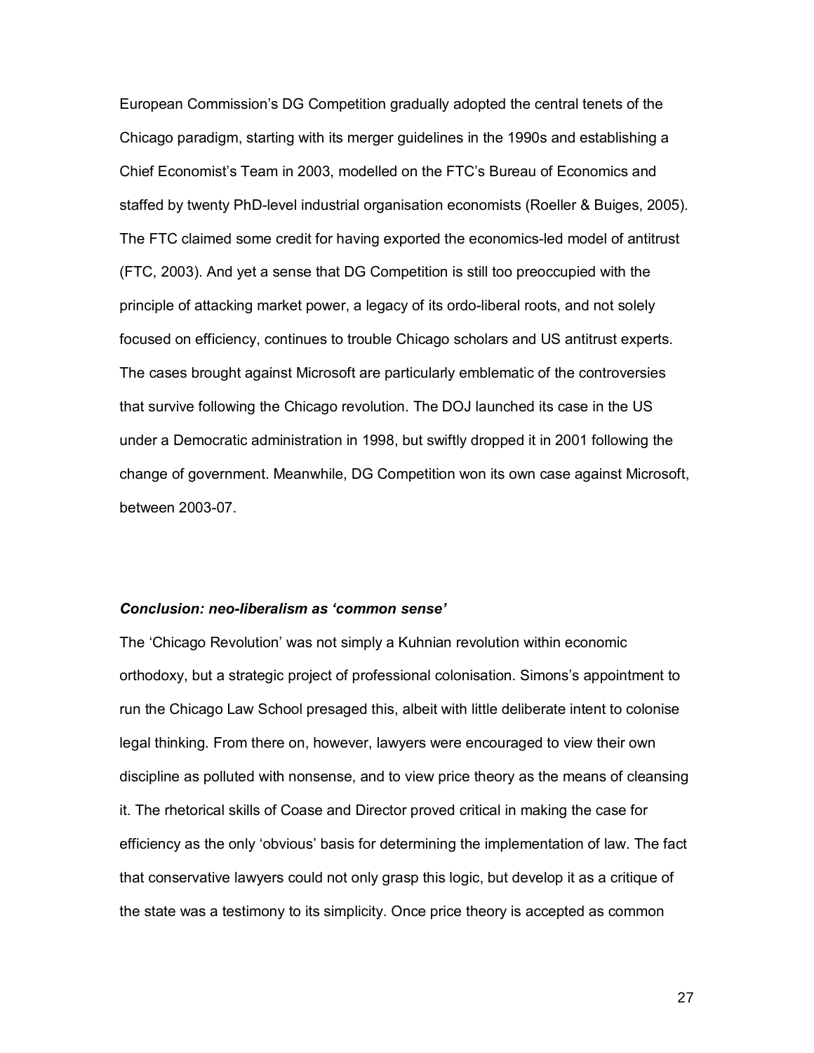European Commission's DG Competition gradually adopted the central tenets of the Chicago paradigm, starting with its merger guidelines in the 1990s and establishing a Chief Economist's Team in 2003, modelled on the FTC's Bureau of Economics and staffed by twenty PhD-level industrial organisation economists (Roeller & Buiges, 2005). The FTC claimed some credit for having exported the economics-led model of antitrust (FTC, 2003). And yet a sense that DG Competition is still too preoccupied with the principle of attacking market power, a legacy of its ordo-liberal roots, and not solely focused on efficiency, continues to trouble Chicago scholars and US antitrust experts. The cases brought against Microsoft are particularly emblematic of the controversies that survive following the Chicago revolution. The DOJ launched its case in the US under a Democratic administration in 1998, but swiftly dropped it in 2001 following the change of government. Meanwhile, DG Competition won its own case against Microsoft, between 2003-07.

### *Conclusion: neo-liberalism as 'common sense'*

The 'Chicago Revolution' was not simply a Kuhnian revolution within economic orthodoxy, but a strategic project of professional colonisation. Simons's appointment to run the Chicago Law School presaged this, albeit with little deliberate intent to colonise legal thinking. From there on, however, lawyers were encouraged to view their own discipline as polluted with nonsense, and to view price theory as the means of cleansing it. The rhetorical skills of Coase and Director proved critical in making the case for efficiency as the only 'obvious' basis for determining the implementation of law. The fact that conservative lawyers could not only grasp this logic, but develop it as a critique of the state was a testimony to its simplicity. Once price theory is accepted as common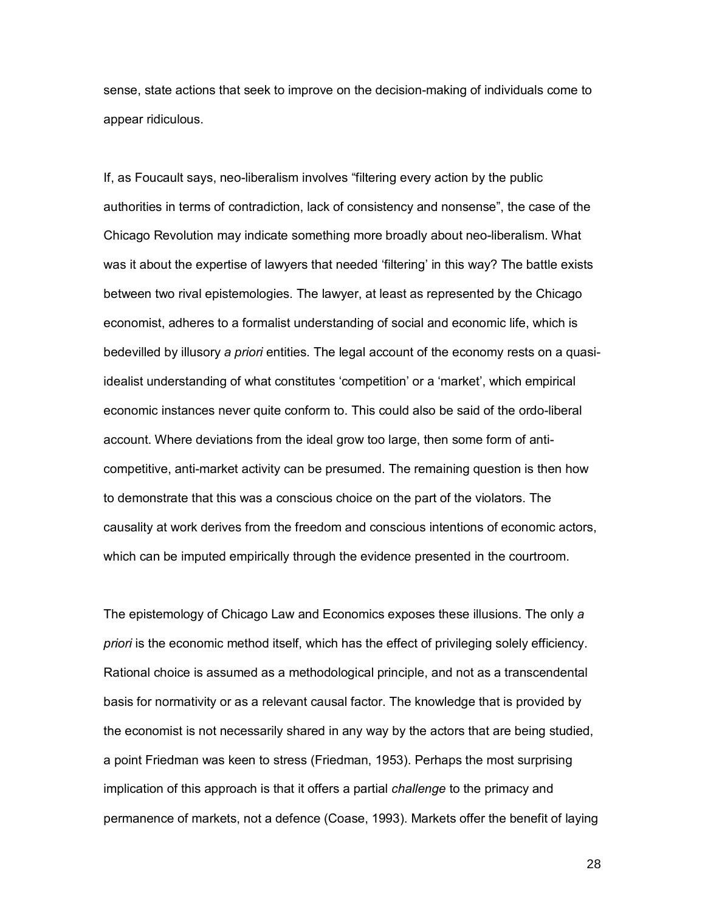sense, state actions that seek to improve on the decision-making of individuals come to appear ridiculous.

If, as Foucault says, neo-liberalism involves "filtering every action by the public authorities in terms of contradiction, lack of consistency and nonsense", the case of the Chicago Revolution may indicate something more broadly about neo-liberalism. What was it about the expertise of lawyers that needed 'filtering' in this way? The battle exists between two rival epistemologies. The lawyer, at least as represented by the Chicago economist, adheres to a formalist understanding of social and economic life, which is bedevilled by illusory *a priori* entities. The legal account of the economy rests on a quasi-idealist understanding of what constitutes 'competition' or a 'market', which empirical economic instances never quite conform to. This could also be said of the ordo-liberal account. Where deviations from the ideal grow too large, then some form of anti-competitive, anti-market activity can be presumed. The remaining question is then how to demonstrate that this was a conscious choice on the part of the violators. The causality at work derives from the freedom and conscious intentions of economic actors, which can be imputed empirically through the evidence presented in the courtroom.

The epistemology of Chicago Law and Economics exposes these illusions. The only *a priori* is the economic method itself, which has the effect of privileging solely efficiency. Rational choice is assumed as a methodological principle, and not as a transcendental basis for normativity or as a relevant causal factor. The knowledge that is provided by the economist is not necessarily shared in any way by the actors that are being studied, a point Friedman was keen to stress (Friedman, 1953). Perhaps the most surprising implication of this approach is that it offers a partial *challenge* to the primacy and permanence of markets, not a defence (Coase, 1993). Markets offer the benefit of laying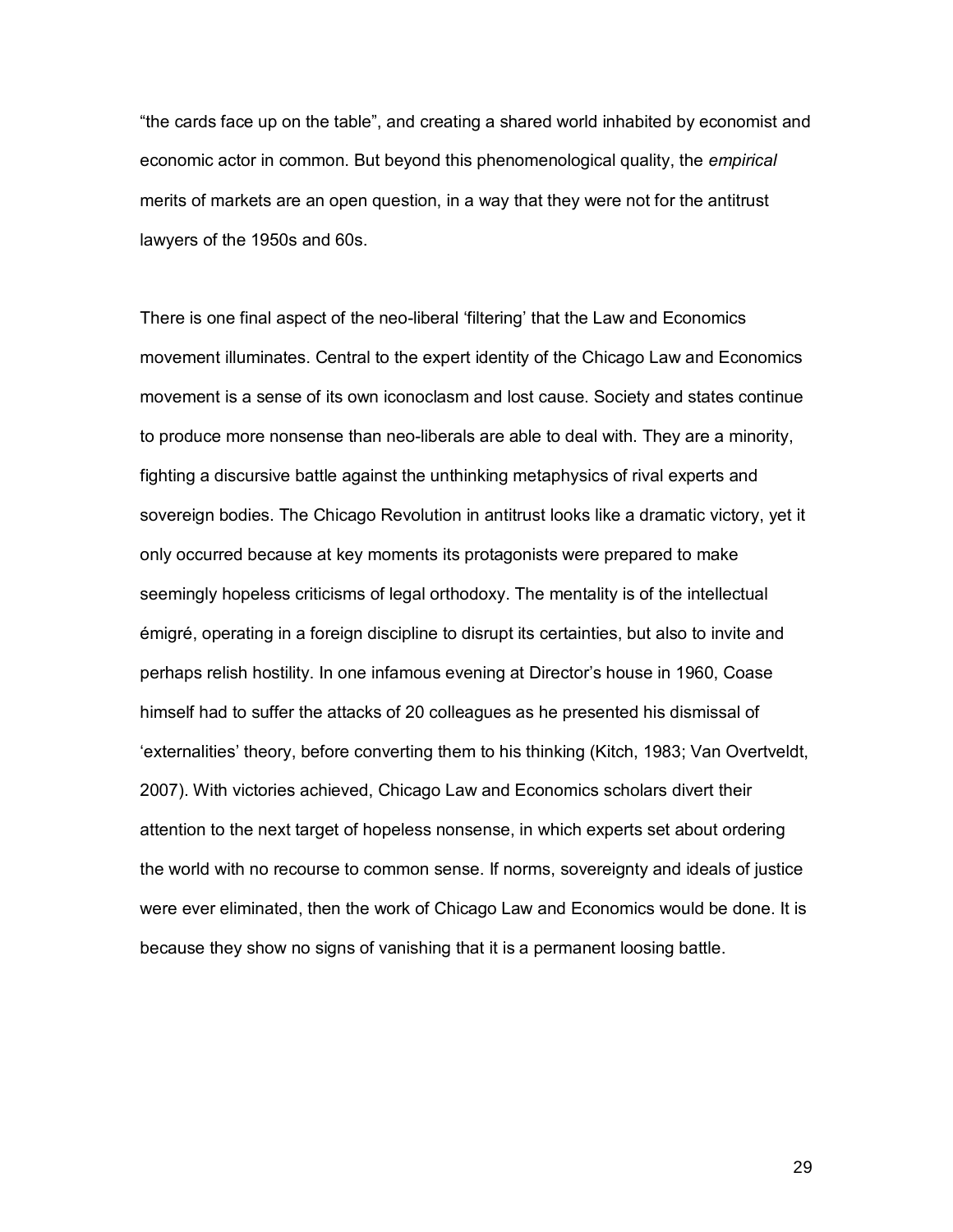"the cards face up on the table", and creating a shared world inhabited by economist and economic actor in common. But beyond this phenomenological quality, the *empirical* merits of markets are an open question, in a way that they were not for the antitrust lawyers of the 1950s and 60s.

There is one final aspect of the neo-liberal 'filtering' that the Law and Economics movement illuminates. Central to the expert identity of the Chicago Law and Economics movement is a sense of its own iconoclasm and lost cause. Society and states continue to produce more nonsense than neo-liberals are able to deal with. They are a minority, fighting a discursive battle against the unthinking metaphysics of rival experts and sovereign bodies. The Chicago Revolution in antitrust looks like a dramatic victory, yet it only occurred because at key moments its protagonists were prepared to make seemingly hopeless criticisms of legal orthodoxy. The mentality is of the intellectual émigré, operating in a foreign discipline to disrupt its certainties, but also to invite and perhaps relish hostility. In one infamous evening at Director's house in 1960, Coase himself had to suffer the attacks of 20 colleagues as he presented his dismissal of 'externalities' theory, before converting them to his thinking (Kitch, 1983; Van Overtveldt, 2007). With victories achieved, Chicago Law and Economics scholars divert their attention to the next target of hopeless nonsense, in which experts set about ordering the world with no recourse to common sense. If norms, sovereignty and ideals of justice were ever eliminated, then the work of Chicago Law and Economics would be done. It is because they show no signs of vanishing that it is a permanent loosing battle.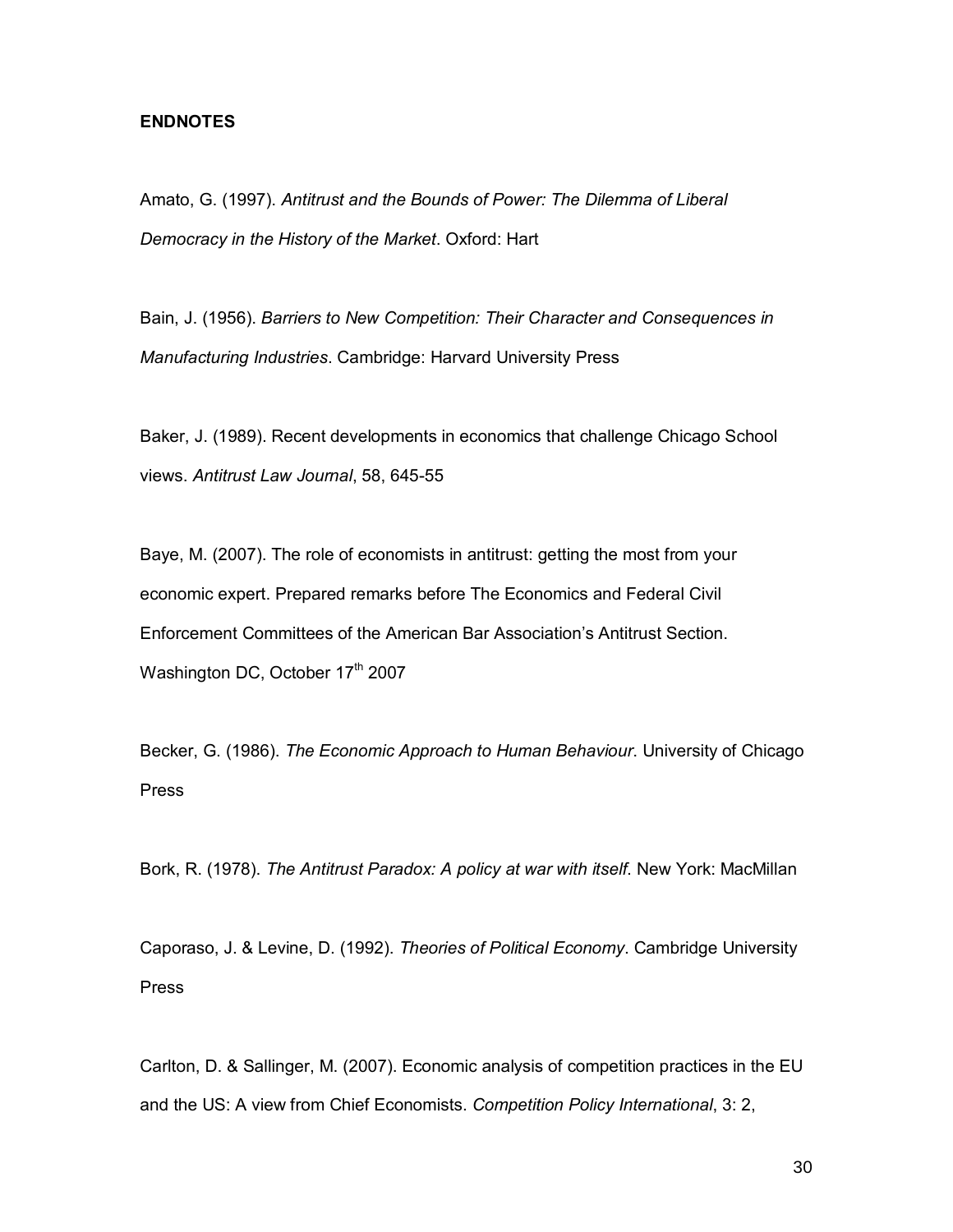**ENDNOTES**

Amato, G. (1997). *Antitrust and the Bounds of Power: The Dilemma of Liberal Democracy in the History of the Market*. Oxford: Hart

Bain, J. (1956). *Barriers to New Competition: Their Character and Consequences in Manufacturing Industries*. Cambridge: Harvard University Press

Baker, J. (1989). Recent developments in economics that challenge Chicago School views. *Antitrust Law Journal*, 58, 645-55

Baye, M. (2007). The role of economists in antitrust: getting the most from your economic expert. Prepared remarks before The Economics and Federal Civil Enforcement Committees of the American Bar Association's Antitrust Section. Washington DC, October 17th 2007

Becker, G. (1986). *The Economic Approach to Human Behaviour*. University of Chicago Press

Bork, R. (1978). *The Antitrust Paradox: A policy at war with itself*. New York: MacMillan

Caporaso, J. & Levine, D. (1992). *Theories of Political Economy*. Cambridge University Press

Carlton, D. & Sallinger, M. (2007). Economic analysis of competition practices in the EU and the US: A view from Chief Economists. *Competition Policy International*, 3: 2,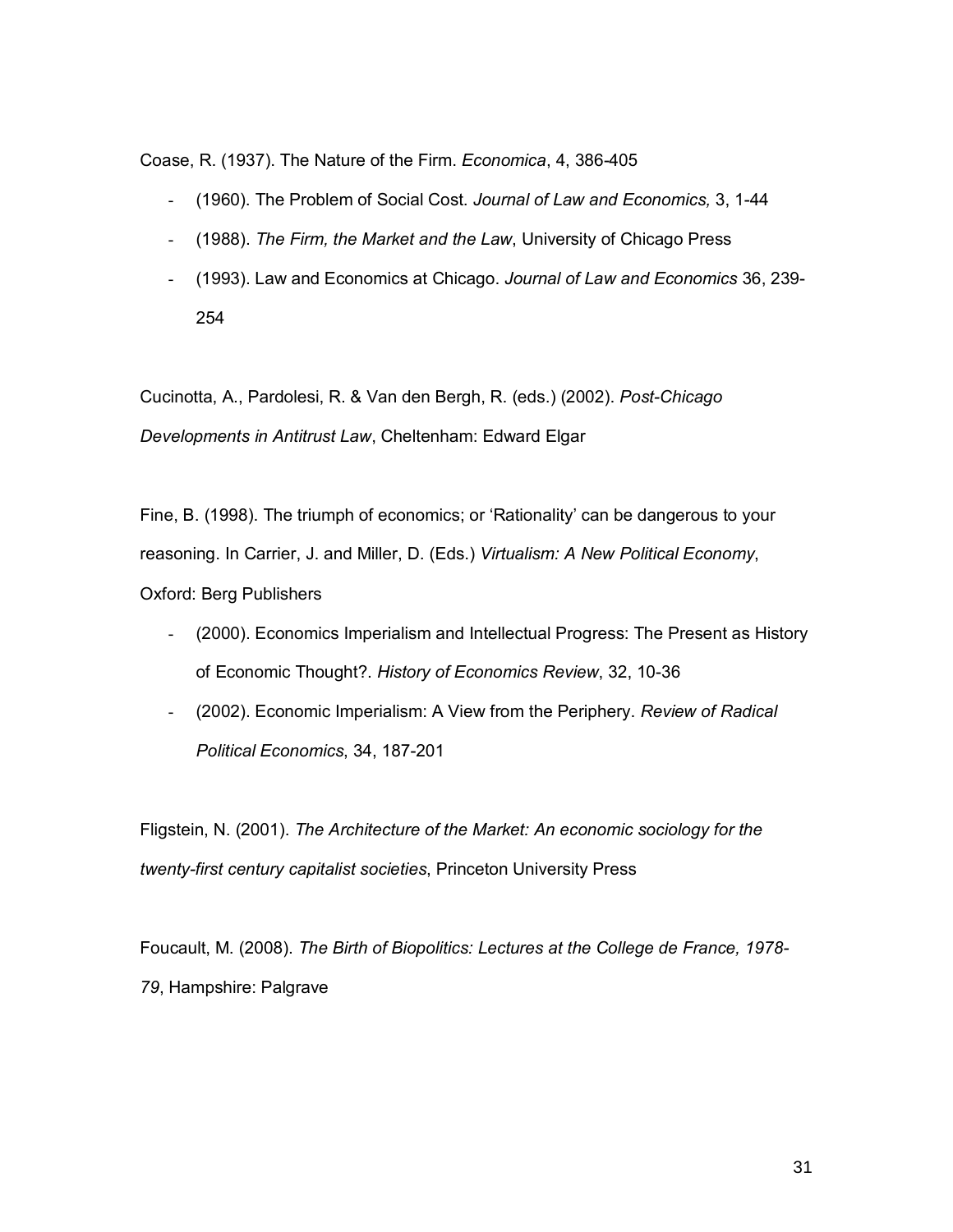Coase, R. (1937). The Nature of the Firm. *Economica*, 4, 386-405

- (1960). The Problem of Social Cost. *Journal of Law and Economics,* 3, 1-44
- (1988). *The Firm, the Market and the Law*, University of Chicago Press
- (1993). Law and Economics at Chicago. *Journal of Law and Economics* 36, 239-254

Cucinotta, A., Pardolesi, R. & Van den Bergh, R. (eds.) (2002). *Post-Chicago Developments in Antitrust Law*, Cheltenham: Edward Elgar

Fine, B. (1998). The triumph of economics; or 'Rationality' can be dangerous to your reasoning. In Carrier, J. and Miller, D. (Eds.) *Virtualism: A New Political Economy*, Oxford: Berg Publishers

- (2000). Economics Imperialism and Intellectual Progress: The Present as History of Economic Thought?. *History of Economics Review*, 32, 10-36
- (2002). Economic Imperialism: A View from the Periphery. *Review of Radical Political Economics*, 34, 187-201

Fligstein, N. (2001). *The Architecture of the Market: An economic sociology for the twenty-first century capitalist societies*, Princeton University Press

Foucault, M. (2008). *The Birth of Biopolitics: Lectures at the College de France, 1978-79*, Hampshire: Palgrave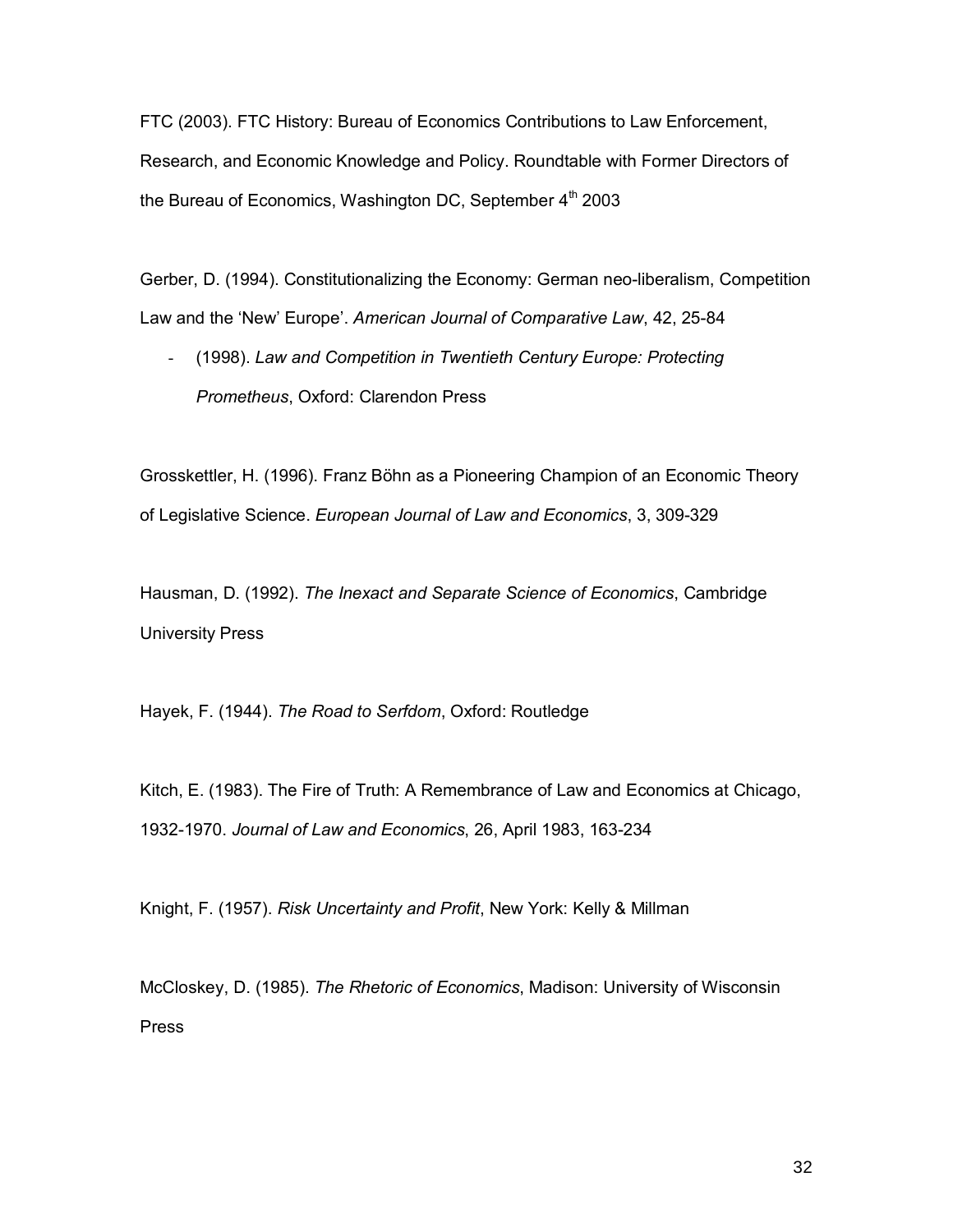FTC (2003). FTC History: Bureau of Economics Contributions to Law Enforcement, Research, and Economic Knowledge and Policy. Roundtable with Former Directors of the Bureau of Economics, Washington DC, September 4th 2003

Gerber, D. (1994). Constitutionalizing the Economy: German neo-liberalism, Competition Law and the 'New' Europe'. *American Journal of Comparative Law*, 42, 25-84

- (1998). *Law and Competition in Twentieth Century Europe: Protecting Prometheus*, Oxford: Clarendon Press

Grosskettler, H. (1996). Franz Böhn as a Pioneering Champion of an Economic Theory of Legislative Science. *European Journal of Law and Economics*, 3, 309-329

Hausman, D. (1992). *The Inexact and Separate Science of Economics*, Cambridge University Press

Hayek, F. (1944). *The Road to Serfdom*, Oxford: Routledge

Kitch, E. (1983). The Fire of Truth: A Remembrance of Law and Economics at Chicago, 1932-1970. *Journal of Law and Economics*, 26, April 1983, 163-234

Knight, F. (1957). *Risk Uncertainty and Profit*, New York: Kelly & Millman

McCloskey, D. (1985). *The Rhetoric of Economics*, Madison: University of Wisconsin Press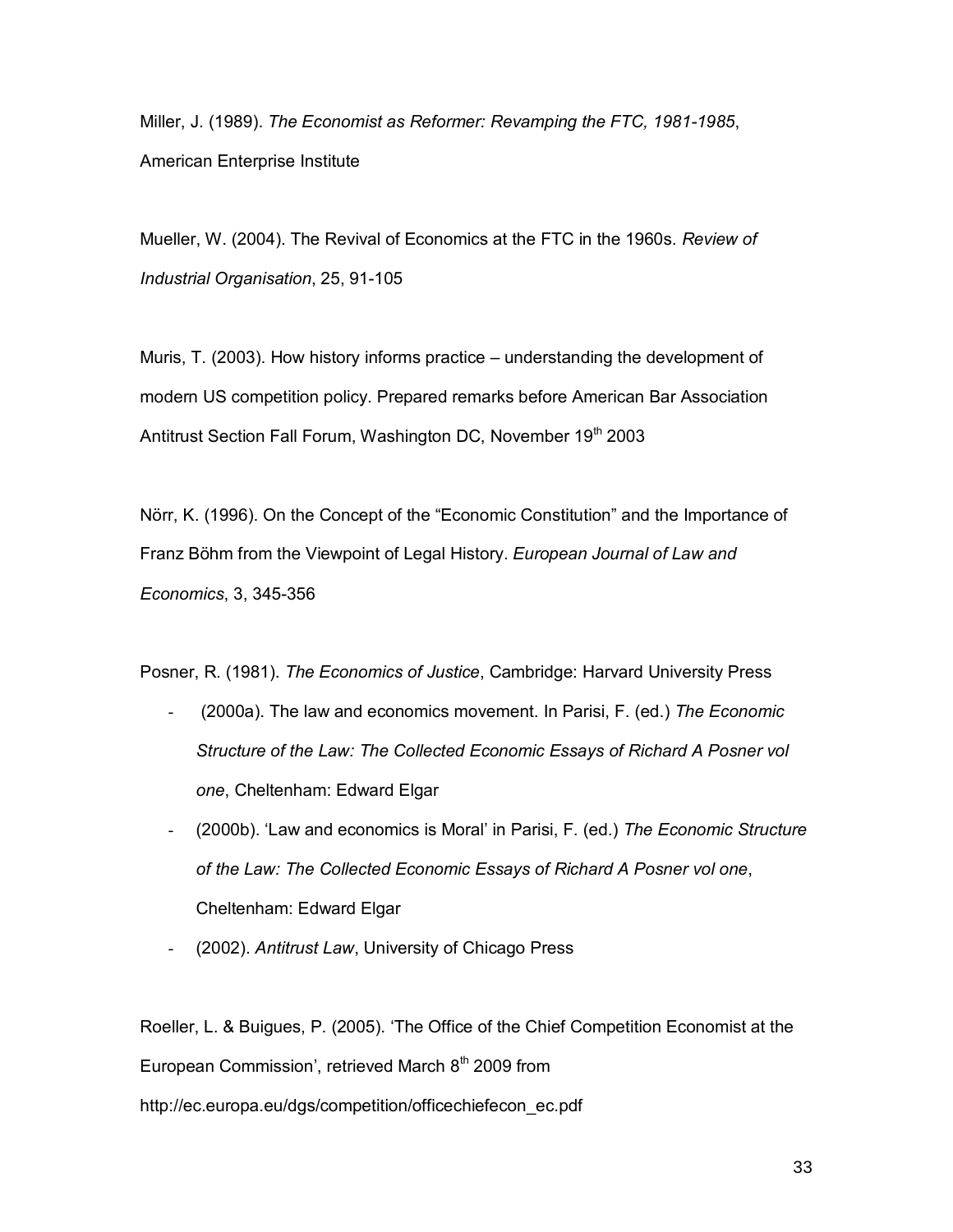Miller, J. (1989). *The Economist as Reformer: Revamping the FTC, 1981-1985*, American Enterprise Institute

Mueller, W. (2004). The Revival of Economics at the FTC in the 1960s. *Review of Industrial Organisation*, 25, 91-105

Muris, T. (2003). How history informs practice – understanding the development of modern US competition policy. Prepared remarks before American Bar Association Antitrust Section Fall Forum, Washington DC, November 19th 2003

Nörr, K. (1996). On the Concept of the "Economic Constitution" and the Importance of Franz Böhm from the Viewpoint of Legal History. *European Journal of Law and Economics*, 3, 345-356

Posner, R. (1981). *The Economics of Justice*, Cambridge: Harvard University Press

- (2000a). The law and economics movement. In Parisi, F. (ed.) *The Economic Structure of the Law: The Collected Economic Essays of Richard A Posner vol one*, Cheltenham: Edward Elgar
- (2000b). 'Law and economics is Moral' in Parisi, F. (ed.) *The Economic Structure of the Law: The Collected Economic Essays of Richard A Posner vol one*, Cheltenham: Edward Elgar
- (2002). *Antitrust Law*, University of Chicago Press

Roeller, L. & Buigues, P. (2005). 'The Office of the Chief Competition Economist at the European Commission', retrieved March 8th 2009 from http://ec.europa.eu/dgs/competition/officechiefecon_ec.pdf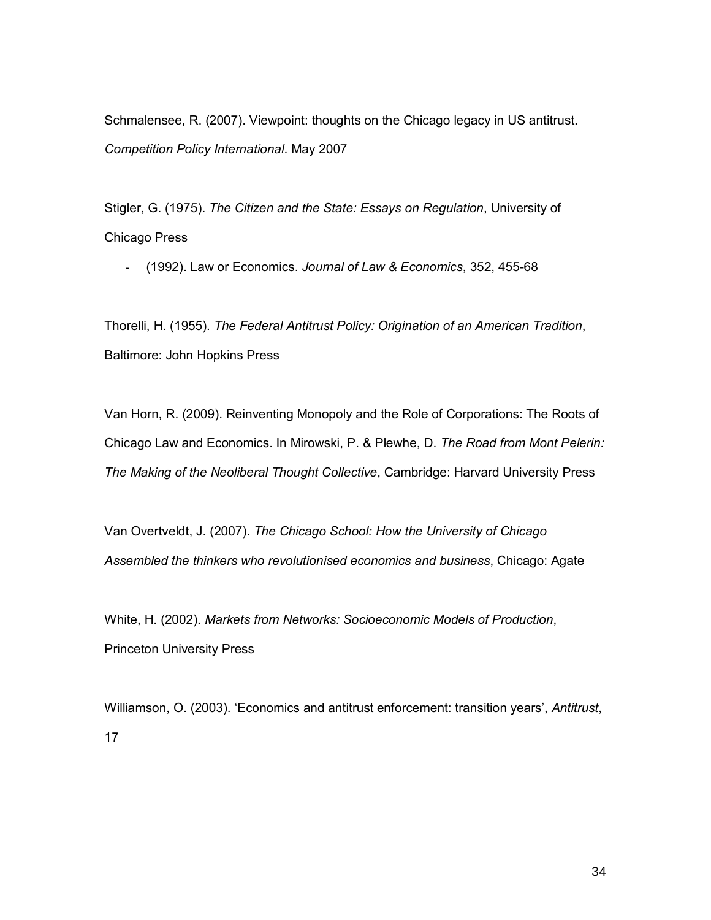Schmalensee, R. (2007). Viewpoint: thoughts on the Chicago legacy in US antitrust. *Competition Policy International*. May 2007

Stigler, G. (1975). *The Citizen and the State: Essays on Regulation*, University of Chicago Press

- (1992). Law or Economics. *Journal of Law & Economics*, 352, 455-68

Thorelli, H. (1955). *The Federal Antitrust Policy: Origination of an American Tradition*, Baltimore: John Hopkins Press

Van Horn, R. (2009). Reinventing Monopoly and the Role of Corporations: The Roots of Chicago Law and Economics. In Mirowski, P. & Plewhe, D. *The Road from Mont Pelerin: The Making of the Neoliberal Thought Collective*, Cambridge: Harvard University Press

Van Overtveldt, J. (2007). *The Chicago School: How the University of Chicago Assembled the thinkers who revolutionised economics and business*, Chicago: Agate

White, H. (2002). *Markets from Networks: Socioeconomic Models of Production*, Princeton University Press

Williamson, O. (2003). 'Economics and antitrust enforcement: transition years', *Antitrust*, 17